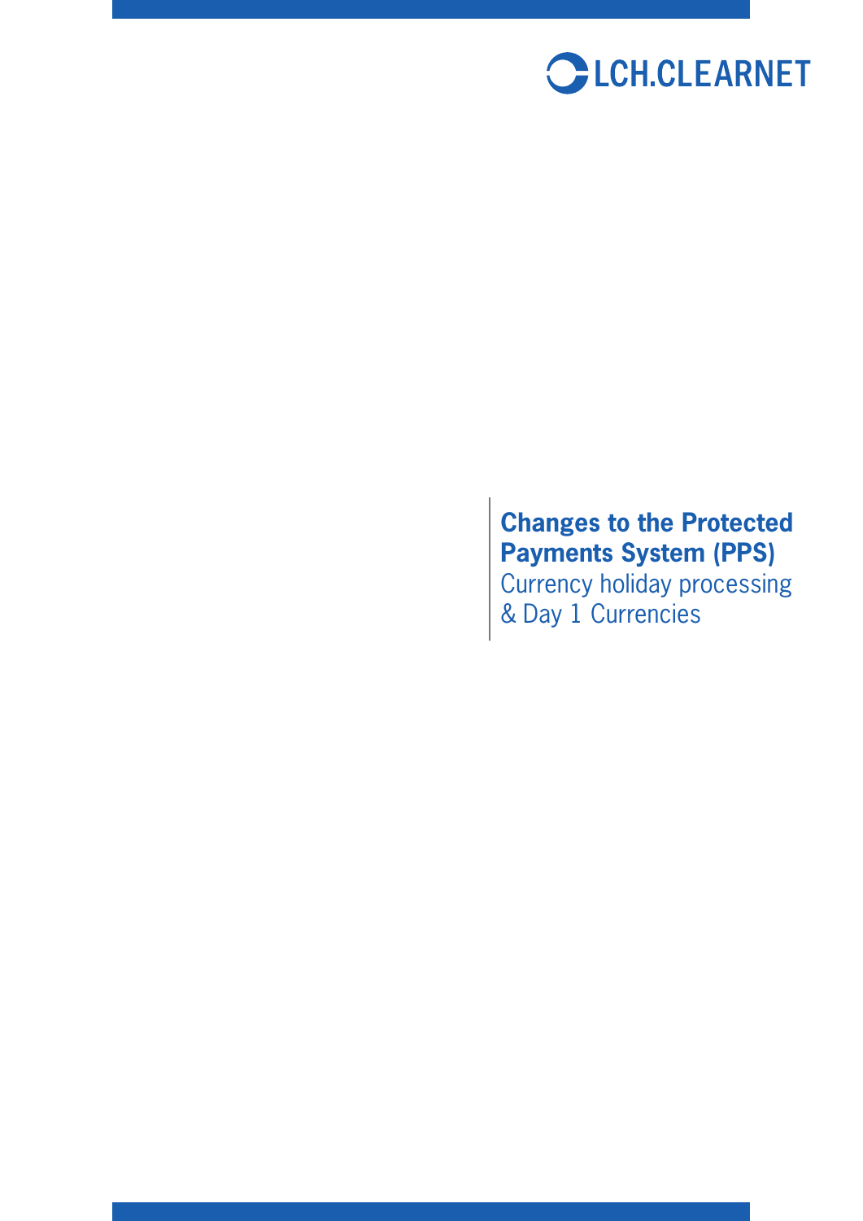LCH.CLEARNET

# Changes to the Protected Payments System (PPS)

Currency holiday processing
& Day 1 Currencies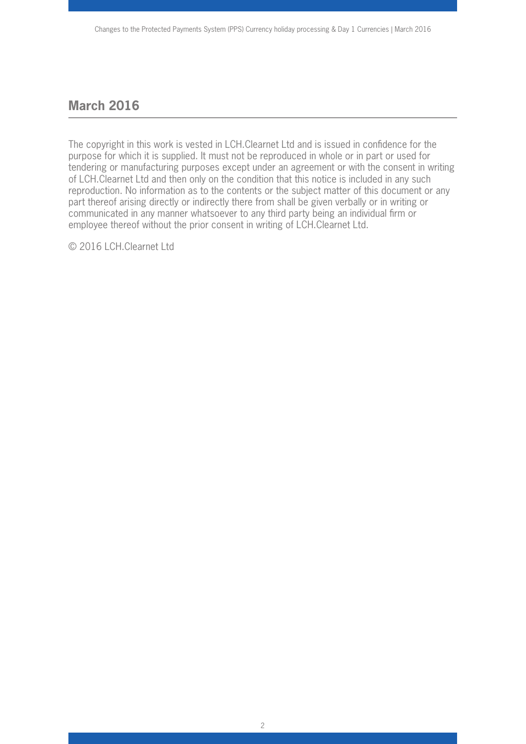## March 2016

The copyright in this work is vested in LCH.Clearnet Ltd and is issued in confidence for the purpose for which it is supplied. It must not be reproduced in whole or in part or used for tendering or manufacturing purposes except under an agreement or with the consent in writing of LCH.Clearnet Ltd and then only on the condition that this notice is included in any such reproduction. No information as to the contents or the subject matter of this document or any part thereof arising directly or indirectly there from shall be given verbally or in writing or communicated in any manner whatsoever to any third party being an individual firm or employee thereof without the prior consent in writing of LCH.Clearnet Ltd.

© 2016 LCH.Clearnet Ltd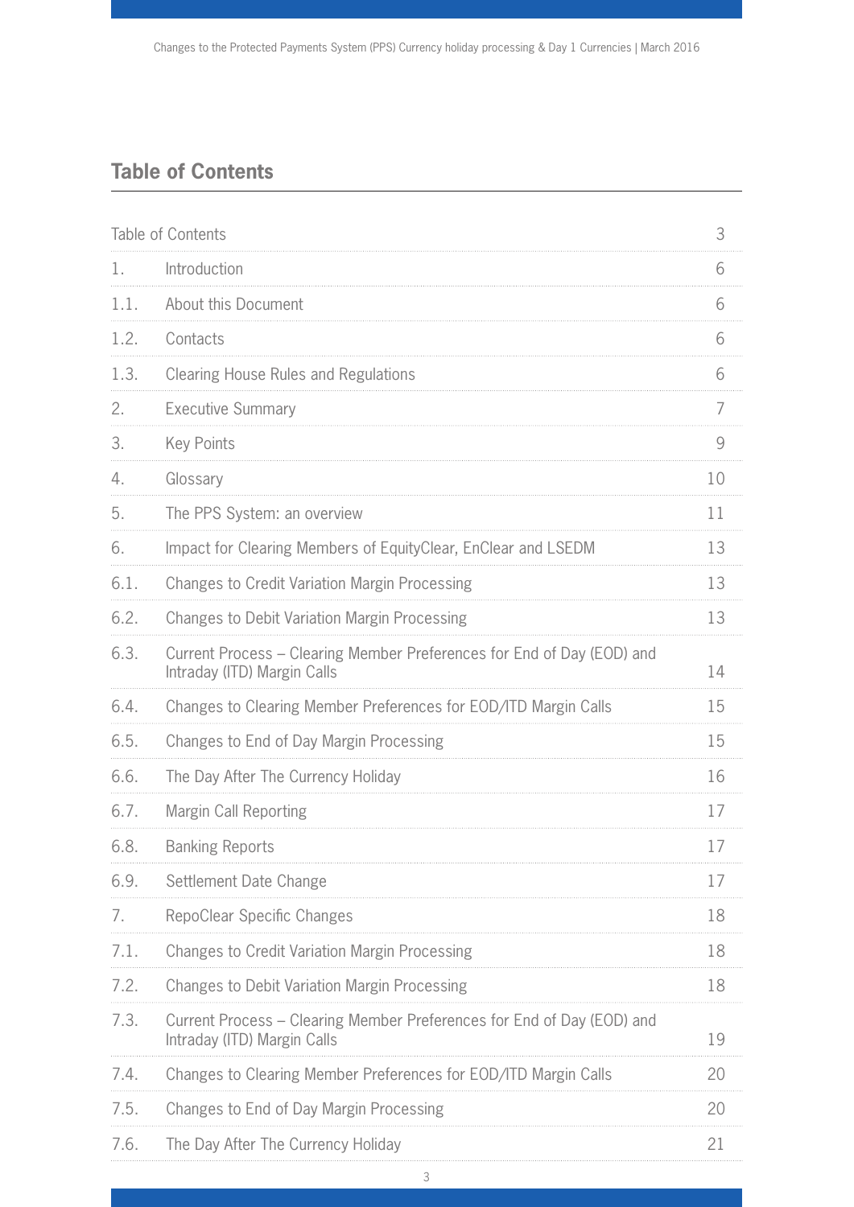## Table of Contents

| | | |
|---|---|---|
| Table of Contents | | 3 |
| 1. | Introduction | 6 |
| 1.1. | About this Document | 6 |
| 1.2. | Contacts | 6 |
| 1.3. | Clearing House Rules and Regulations | 6 |
| 2. | Executive Summary | 7 |
| 3. | Key Points | 9 |
| 4. | Glossary | 10 |
| 5. | The PPS System: an overview | 11 |
| 6. | Impact for Clearing Members of EquityClear, EnClear and LSEDM | 13 |
| 6.1. | Changes to Credit Variation Margin Processing | 13 |
| 6.2. | Changes to Debit Variation Margin Processing | 13 |
| 6.3. | Current Process – Clearing Member Preferences for End of Day (EOD) and Intraday (ITD) Margin Calls | 14 |
| 6.4. | Changes to Clearing Member Preferences for EOD/ITD Margin Calls | 15 |
| 6.5. | Changes to End of Day Margin Processing | 15 |
| 6.6. | The Day After The Currency Holiday | 16 |
| 6.7. | Margin Call Reporting | 17 |
| 6.8. | Banking Reports | 17 |
| 6.9. | Settlement Date Change | 17 |
| 7. | RepoClear Specific Changes | 18 |
| 7.1. | Changes to Credit Variation Margin Processing | 18 |
| 7.2. | Changes to Debit Variation Margin Processing | 18 |
| 7.3. | Current Process – Clearing Member Preferences for End of Day (EOD) and Intraday (ITD) Margin Calls | 19 |
| 7.4. | Changes to Clearing Member Preferences for EOD/ITD Margin Calls | 20 |
| 7.5. | Changes to End of Day Margin Processing | 20 |
| 7.6. | The Day After The Currency Holiday | 21 |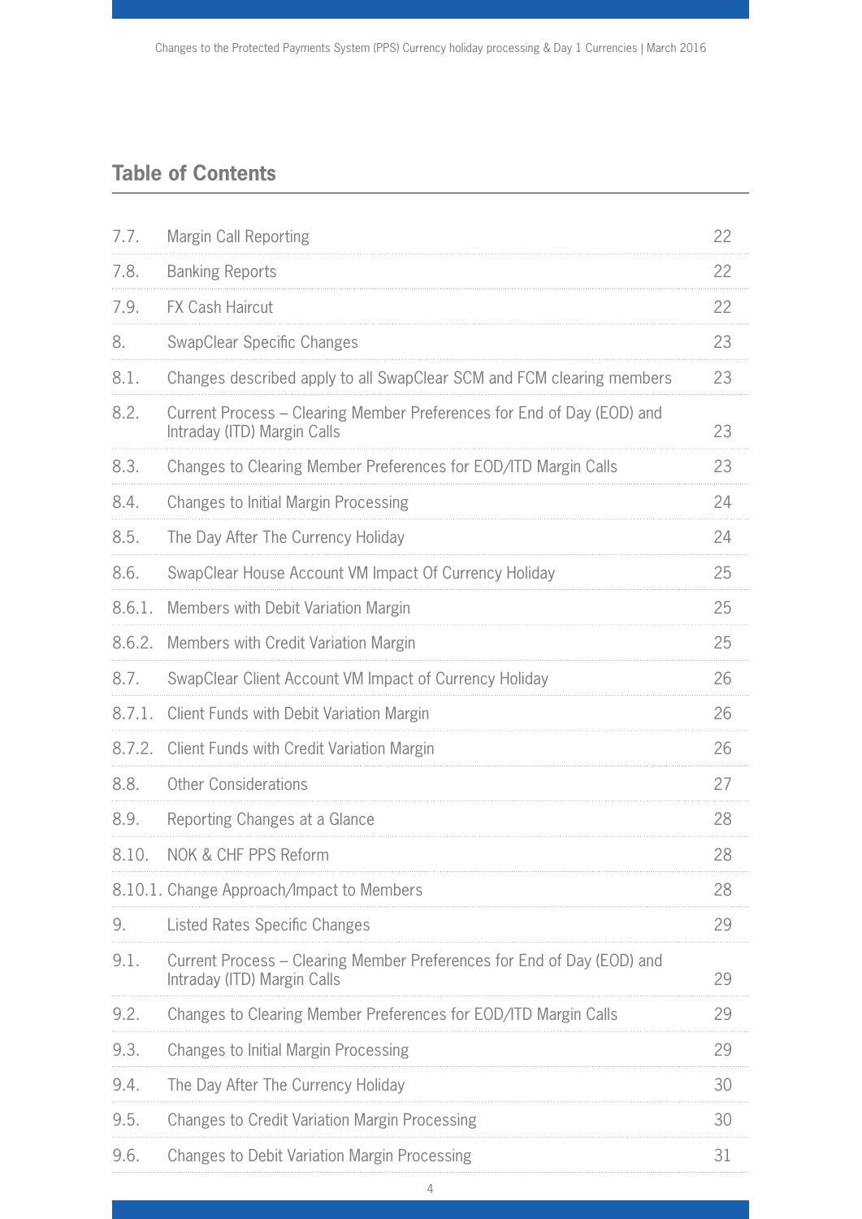## Table of Contents

| | | |
|---|---|---|
| 7.7. | Margin Call Reporting | 22 |
| 7.8. | Banking Reports | 22 |
| 7.9. | FX Cash Haircut | 22 |
| 8. | SwapClear Specific Changes | 23 |
| 8.1. | Changes described apply to all SwapClear SCM and FCM clearing members | 23 |
| 8.2. | Current Process – Clearing Member Preferences for End of Day (EOD) and Intraday (ITD) Margin Calls | 23 |
| 8.3. | Changes to Clearing Member Preferences for EOD/ITD Margin Calls | 23 |
| 8.4. | Changes to Initial Margin Processing | 24 |
| 8.5. | The Day After The Currency Holiday | 24 |
| 8.6. | SwapClear House Account VM Impact Of Currency Holiday | 25 |
| 8.6.1. | Members with Debit Variation Margin | 25 |
| 8.6.2. | Members with Credit Variation Margin | 25 |
| 8.7. | SwapClear Client Account VM Impact of Currency Holiday | 26 |
| 8.7.1. | Client Funds with Debit Variation Margin | 26 |
| 8.7.2. | Client Funds with Credit Variation Margin | 26 |
| 8.8. | Other Considerations | 27 |
| 8.9. | Reporting Changes at a Glance | 28 |
| 8.10. | NOK & CHF PPS Reform | 28 |
| 8.10.1. | Change Approach/Impact to Members | 28 |
| 9. | Listed Rates Specific Changes | 29 |
| 9.1. | Current Process – Clearing Member Preferences for End of Day (EOD) and Intraday (ITD) Margin Calls | 29 |
| 9.2. | Changes to Clearing Member Preferences for EOD/ITD Margin Calls | 29 |
| 9.3. | Changes to Initial Margin Processing | 29 |
| 9.4. | The Day After The Currency Holiday | 30 |
| 9.5. | Changes to Credit Variation Margin Processing | 30 |
| 9.6. | Changes to Debit Variation Margin Processing | 31 |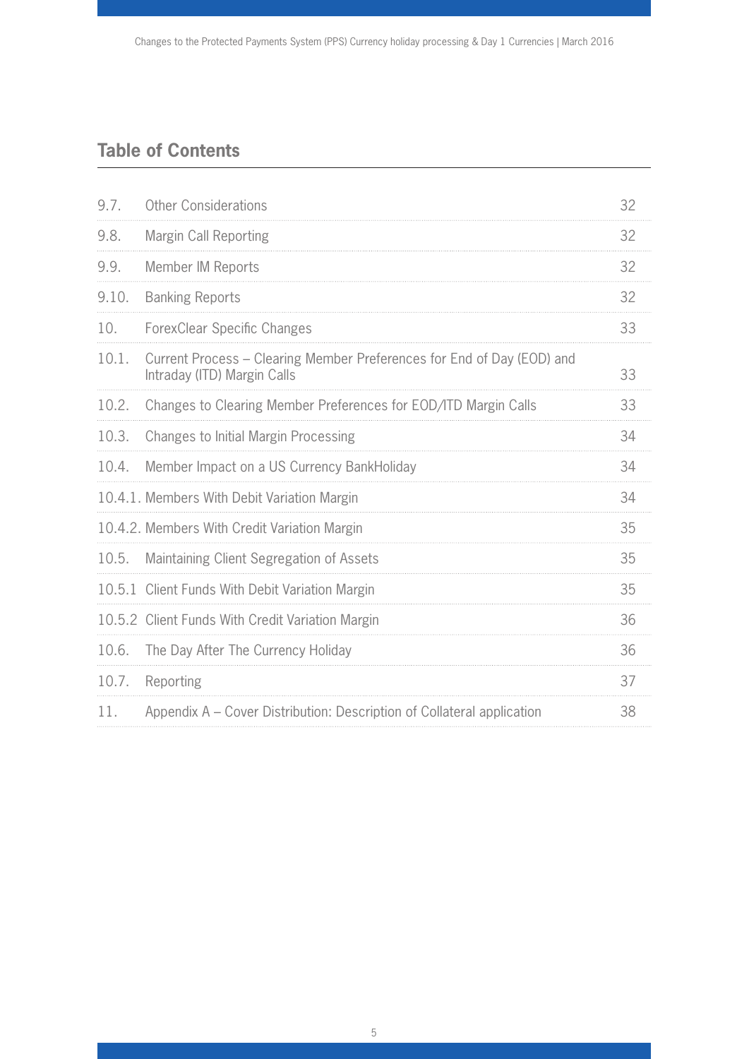## Table of Contents

| | | |
|---|---|---|
| 9.7. | Other Considerations | 32 |
| 9.8. | Margin Call Reporting | 32 |
| 9.9. | Member IM Reports | 32 |
| 9.10. | Banking Reports | 32 |
| 10. | ForexClear Specific Changes | 33 |
| 10.1. | Current Process – Clearing Member Preferences for End of Day (EOD) and Intraday (ITD) Margin Calls | 33 |
| 10.2. | Changes to Clearing Member Preferences for EOD/ITD Margin Calls | 33 |
| 10.3. | Changes to Initial Margin Processing | 34 |
| 10.4. | Member Impact on a US Currency BankHoliday | 34 |
| 10.4.1. | Members With Debit Variation Margin | 34 |
| 10.4.2. | Members With Credit Variation Margin | 35 |
| 10.5. | Maintaining Client Segregation of Assets | 35 |
| 10.5.1 | Client Funds With Debit Variation Margin | 35 |
| 10.5.2 | Client Funds With Credit Variation Margin | 36 |
| 10.6. | The Day After The Currency Holiday | 36 |
| 10.7. | Reporting | 37 |
| 11. | Appendix A – Cover Distribution: Description of Collateral application | 38 |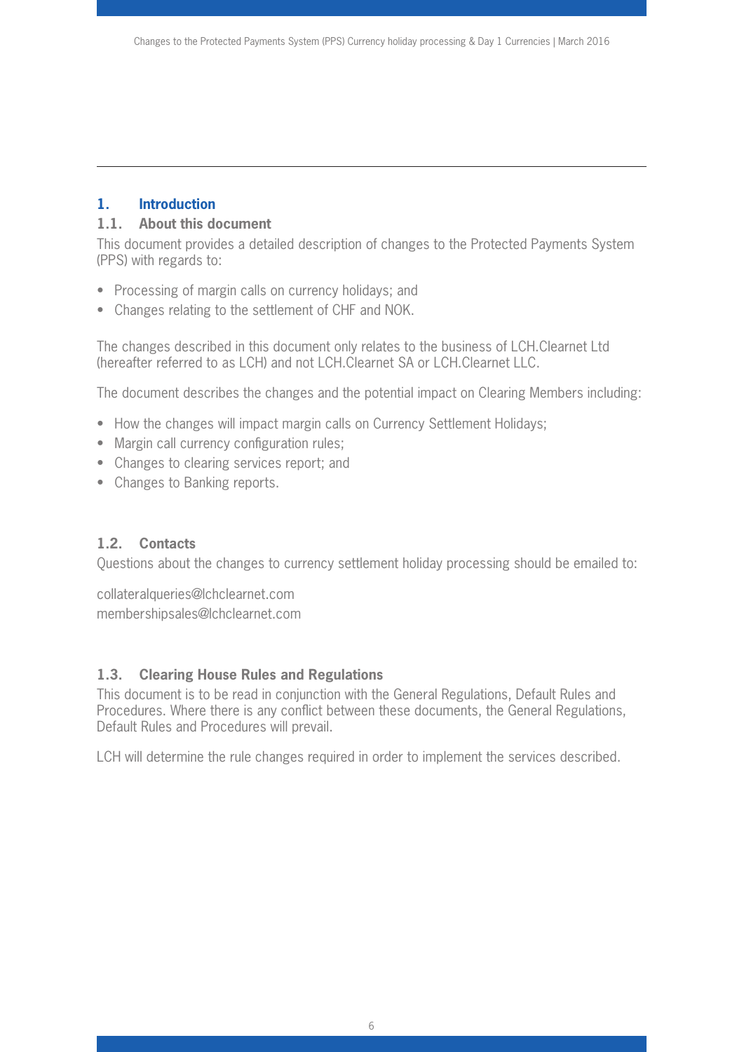## 1. Introduction

### 1.1. About this document

This document provides a detailed description of changes to the Protected Payments System (PPS) with regards to:

- Processing of margin calls on currency holidays; and
- Changes relating to the settlement of CHF and NOK.

The changes described in this document only relates to the business of LCH.Clearnet Ltd (hereafter referred to as LCH) and not LCH.Clearnet SA or LCH.Clearnet LLC.

The document describes the changes and the potential impact on Clearing Members including:

- How the changes will impact margin calls on Currency Settlement Holidays;
- Margin call currency configuration rules;
- Changes to clearing services report; and
- Changes to Banking reports.

### 1.2. Contacts

Questions about the changes to currency settlement holiday processing should be emailed to:

collateralqueries@lchclearnet.com
membershipsales@lchclearnet.com

### 1.3. Clearing House Rules and Regulations

This document is to be read in conjunction with the General Regulations, Default Rules and Procedures. Where there is any conflict between these documents, the General Regulations, Default Rules and Procedures will prevail.

LCH will determine the rule changes required in order to implement the services described.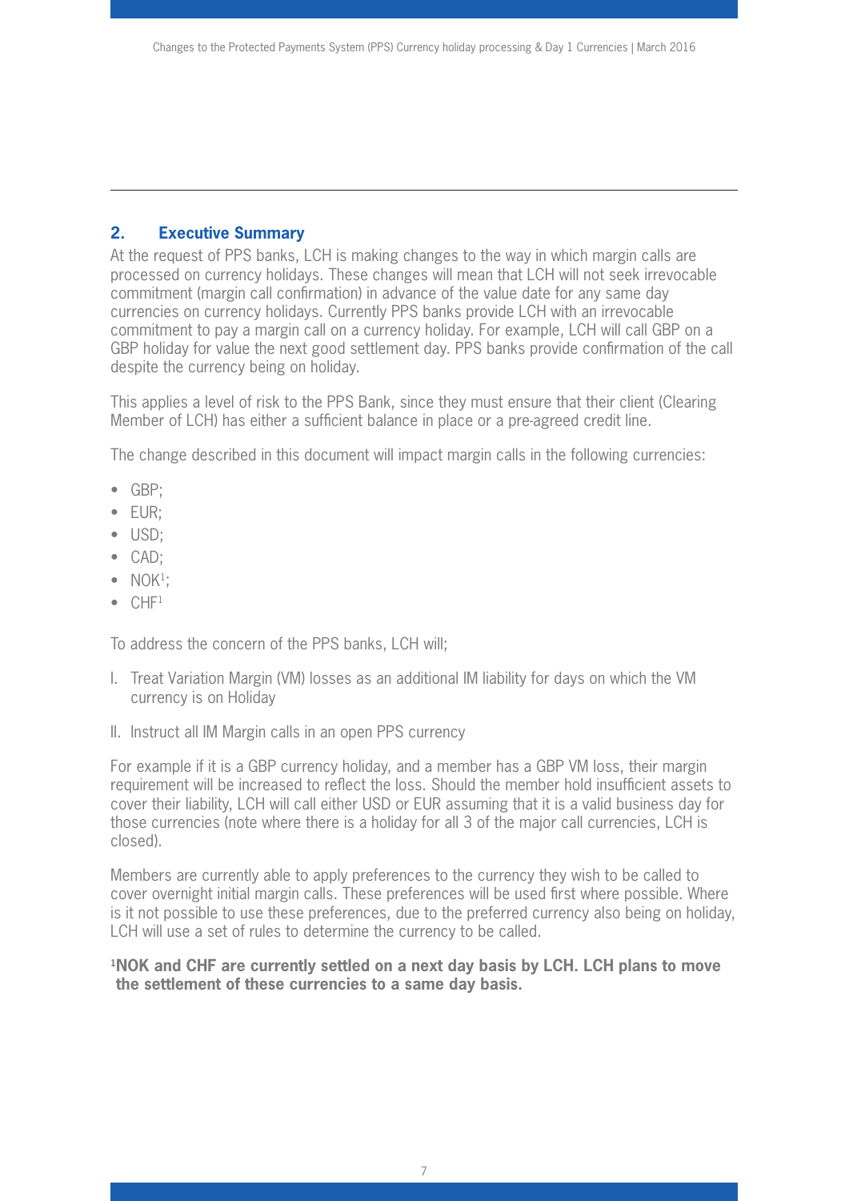## 2. Executive Summary

At the request of PPS banks, LCH is making changes to the way in which margin calls are processed on currency holidays. These changes will mean that LCH will not seek irrevocable commitment (margin call confirmation) in advance of the value date for any same day currencies on currency holidays. Currently PPS banks provide LCH with an irrevocable commitment to pay a margin call on a currency holiday. For example, LCH will call GBP on a GBP holiday for value the next good settlement day. PPS banks provide confirmation of the call despite the currency being on holiday.

This applies a level of risk to the PPS Bank, since they must ensure that their client (Clearing Member of LCH) has either a sufficient balance in place or a pre-agreed credit line.

The change described in this document will impact margin calls in the following currencies:

- GBP;
- EUR;
- USD;
- CAD;
- NOK[1];
- CHF[1]

To address the concern of the PPS banks, LCH will;

I. Treat Variation Margin (VM) losses as an additional IM liability for days on which the VM currency is on Holiday

II. Instruct all IM Margin calls in an open PPS currency

For example if it is a GBP currency holiday, and a member has a GBP VM loss, their margin requirement will be increased to reflect the loss. Should the member hold insufficient assets to cover their liability, LCH will call either USD or EUR assuming that it is a valid business day for those currencies (note where there is a holiday for all 3 of the major call currencies, LCH is closed).

Members are currently able to apply preferences to the currency they wish to be called to cover overnight initial margin calls. These preferences will be used first where possible. Where is it not possible to use these preferences, due to the preferred currency also being on holiday, LCH will use a set of rules to determine the currency to be called.

**[1]NOK and CHF are currently settled on a next day basis by LCH. LCH plans to move the settlement of these currencies to a same day basis.**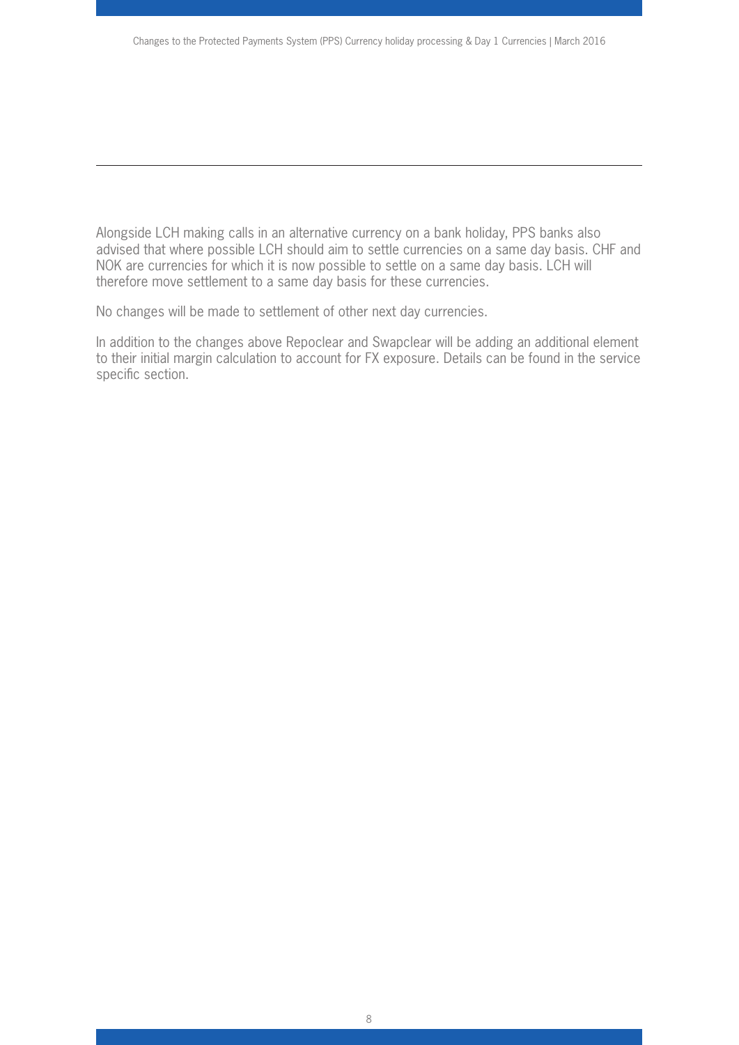Alongside LCH making calls in an alternative currency on a bank holiday, PPS banks also advised that where possible LCH should aim to settle currencies on a same day basis. CHF and NOK are currencies for which it is now possible to settle on a same day basis. LCH will therefore move settlement to a same day basis for these currencies.

No changes will be made to settlement of other next day currencies.

In addition to the changes above Repoclear and Swapclear will be adding an additional element to their initial margin calculation to account for FX exposure. Details can be found in the service specific section.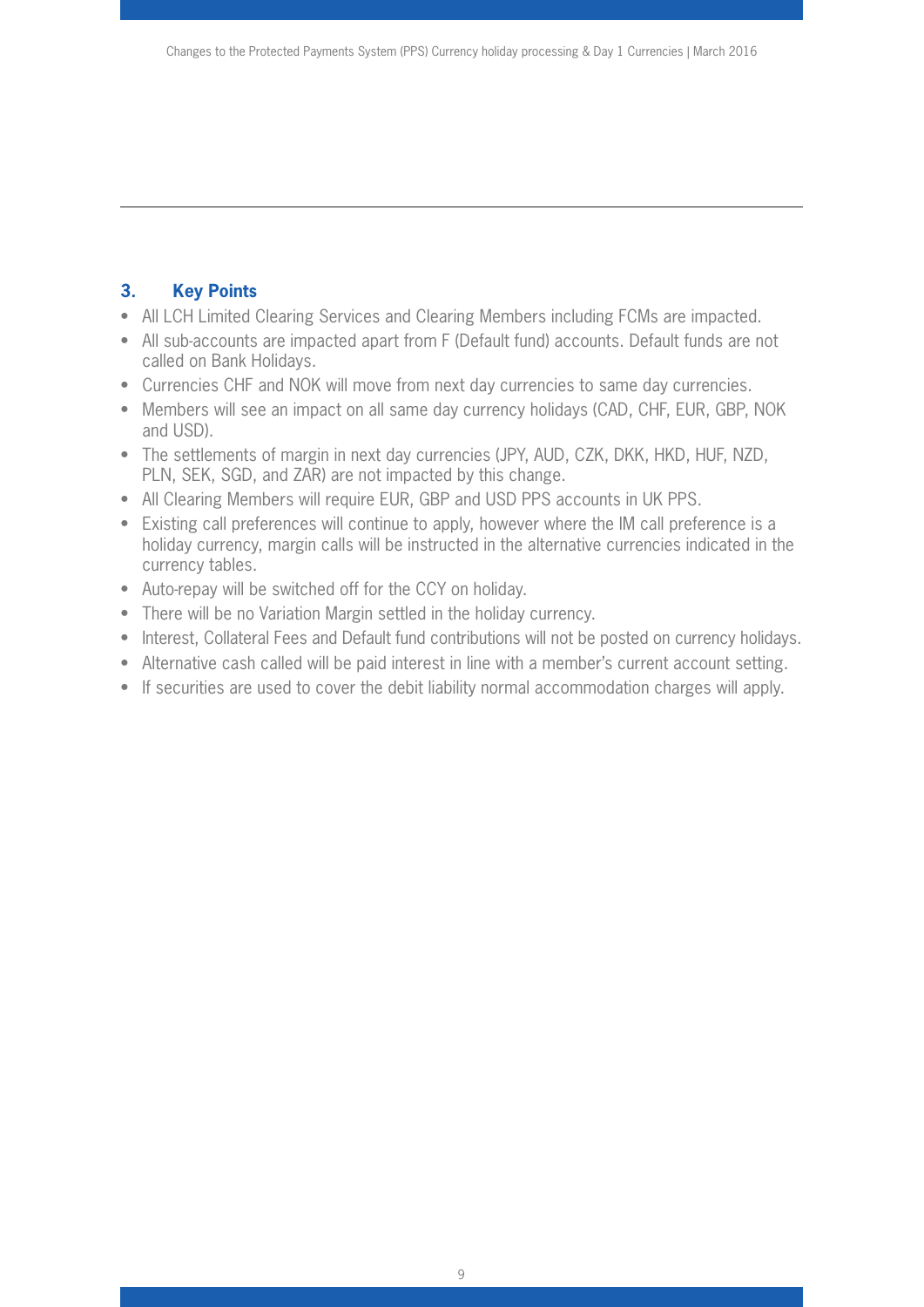## 3. Key Points

- All LCH Limited Clearing Services and Clearing Members including FCMs are impacted.
- All sub-accounts are impacted apart from F (Default fund) accounts. Default funds are not called on Bank Holidays.
- Currencies CHF and NOK will move from next day currencies to same day currencies.
- Members will see an impact on all same day currency holidays (CAD, CHF, EUR, GBP, NOK and USD).
- The settlements of margin in next day currencies (JPY, AUD, CZK, DKK, HKD, HUF, NZD, PLN, SEK, SGD, and ZAR) are not impacted by this change.
- All Clearing Members will require EUR, GBP and USD PPS accounts in UK PPS.
- Existing call preferences will continue to apply, however where the IM call preference is a holiday currency, margin calls will be instructed in the alternative currencies indicated in the currency tables.
- Auto-repay will be switched off for the CCY on holiday.
- There will be no Variation Margin settled in the holiday currency.
- Interest, Collateral Fees and Default fund contributions will not be posted on currency holidays.
- Alternative cash called will be paid interest in line with a member's current account setting.
- If securities are used to cover the debit liability normal accommodation charges will apply.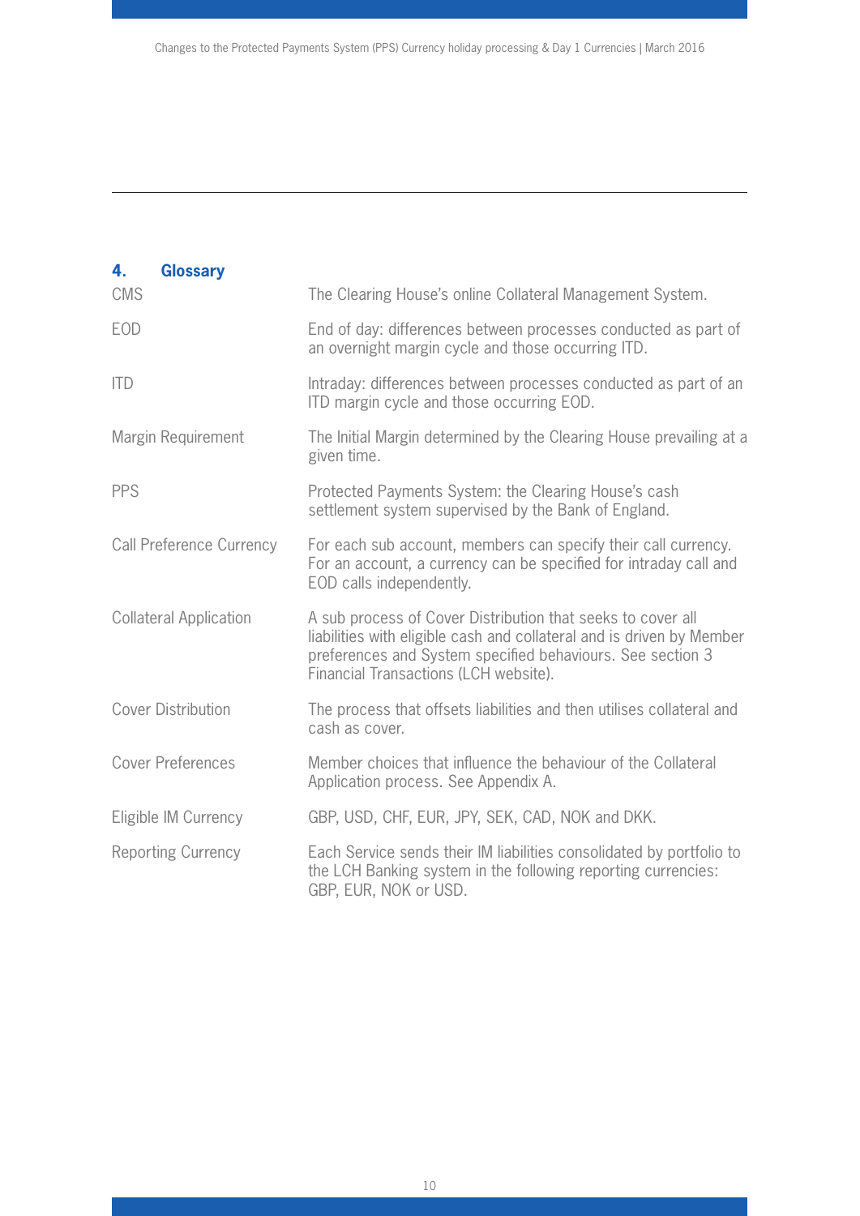## 4. Glossary

| | |
|---|---|
| CMS | The Clearing House's online Collateral Management System. |
| EOD | End of day: differences between processes conducted as part of an overnight margin cycle and those occurring ITD. |
| ITD | Intraday: differences between processes conducted as part of an ITD margin cycle and those occurring EOD. |
| Margin Requirement | The Initial Margin determined by the Clearing House prevailing at a given time. |
| PPS | Protected Payments System: the Clearing House's cash settlement system supervised by the Bank of England. |
| Call Preference Currency | For each sub account, members can specify their call currency. For an account, a currency can be specified for intraday call and EOD calls independently. |
| Collateral Application | A sub process of Cover Distribution that seeks to cover all liabilities with eligible cash and collateral and is driven by Member preferences and System specified behaviours. See section 3 Financial Transactions (LCH website). |
| Cover Distribution | The process that offsets liabilities and then utilises collateral and cash as cover. |
| Cover Preferences | Member choices that influence the behaviour of the Collateral Application process. See Appendix A. |
| Eligible IM Currency | GBP, USD, CHF, EUR, JPY, SEK, CAD, NOK and DKK. |
| Reporting Currency | Each Service sends their IM liabilities consolidated by portfolio to the LCH Banking system in the following reporting currencies: GBP, EUR, NOK or USD. |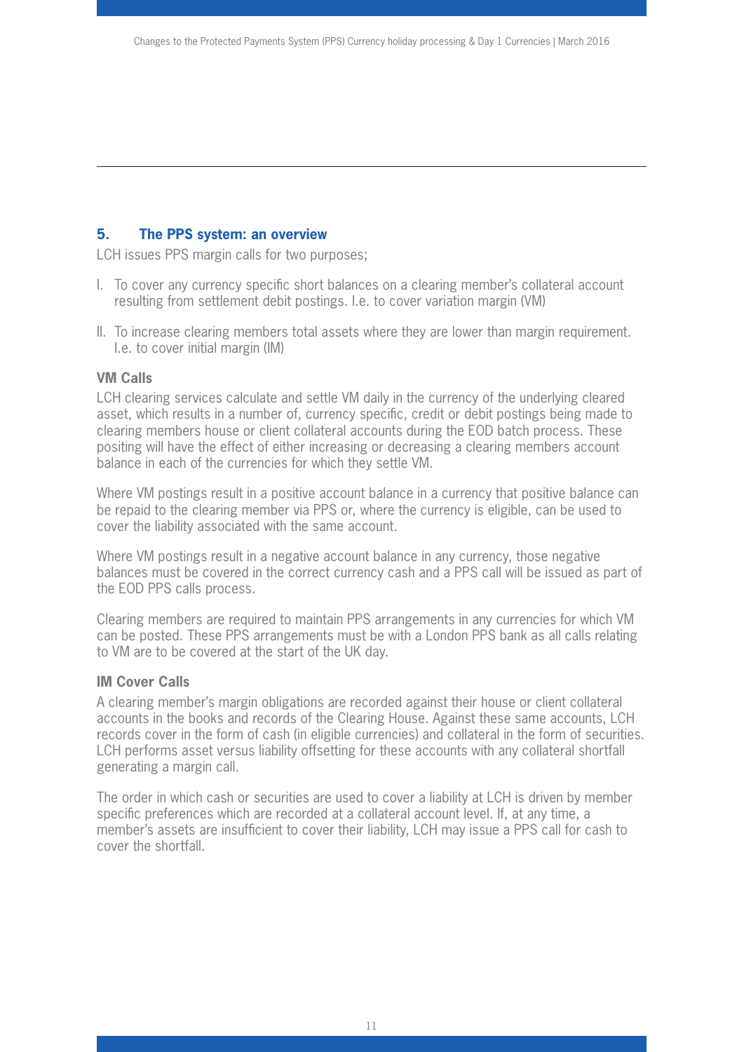## 5. The PPS system: an overview

LCH issues PPS margin calls for two purposes;

I. To cover any currency specific short balances on a clearing member's collateral account resulting from settlement debit postings. I.e. to cover variation margin (VM)

II. To increase clearing members total assets where they are lower than margin requirement. I.e. to cover initial margin (IM)

### VM Calls

LCH clearing services calculate and settle VM daily in the currency of the underlying cleared asset, which results in a number of, currency specific, credit or debit postings being made to clearing members house or client collateral accounts during the EOD batch process. These positing will have the effect of either increasing or decreasing a clearing members account balance in each of the currencies for which they settle VM.

Where VM postings result in a positive account balance in a currency that positive balance can be repaid to the clearing member via PPS or, where the currency is eligible, can be used to cover the liability associated with the same account.

Where VM postings result in a negative account balance in any currency, those negative balances must be covered in the correct currency cash and a PPS call will be issued as part of the EOD PPS calls process.

Clearing members are required to maintain PPS arrangements in any currencies for which VM can be posted. These PPS arrangements must be with a London PPS bank as all calls relating to VM are to be covered at the start of the UK day.

### IM Cover Calls

A clearing member's margin obligations are recorded against their house or client collateral accounts in the books and records of the Clearing House. Against these same accounts, LCH records cover in the form of cash (in eligible currencies) and collateral in the form of securities. LCH performs asset versus liability offsetting for these accounts with any collateral shortfall generating a margin call.

The order in which cash or securities are used to cover a liability at LCH is driven by member specific preferences which are recorded at a collateral account level. If, at any time, a member's assets are insufficient to cover their liability, LCH may issue a PPS call for cash to cover the shortfall.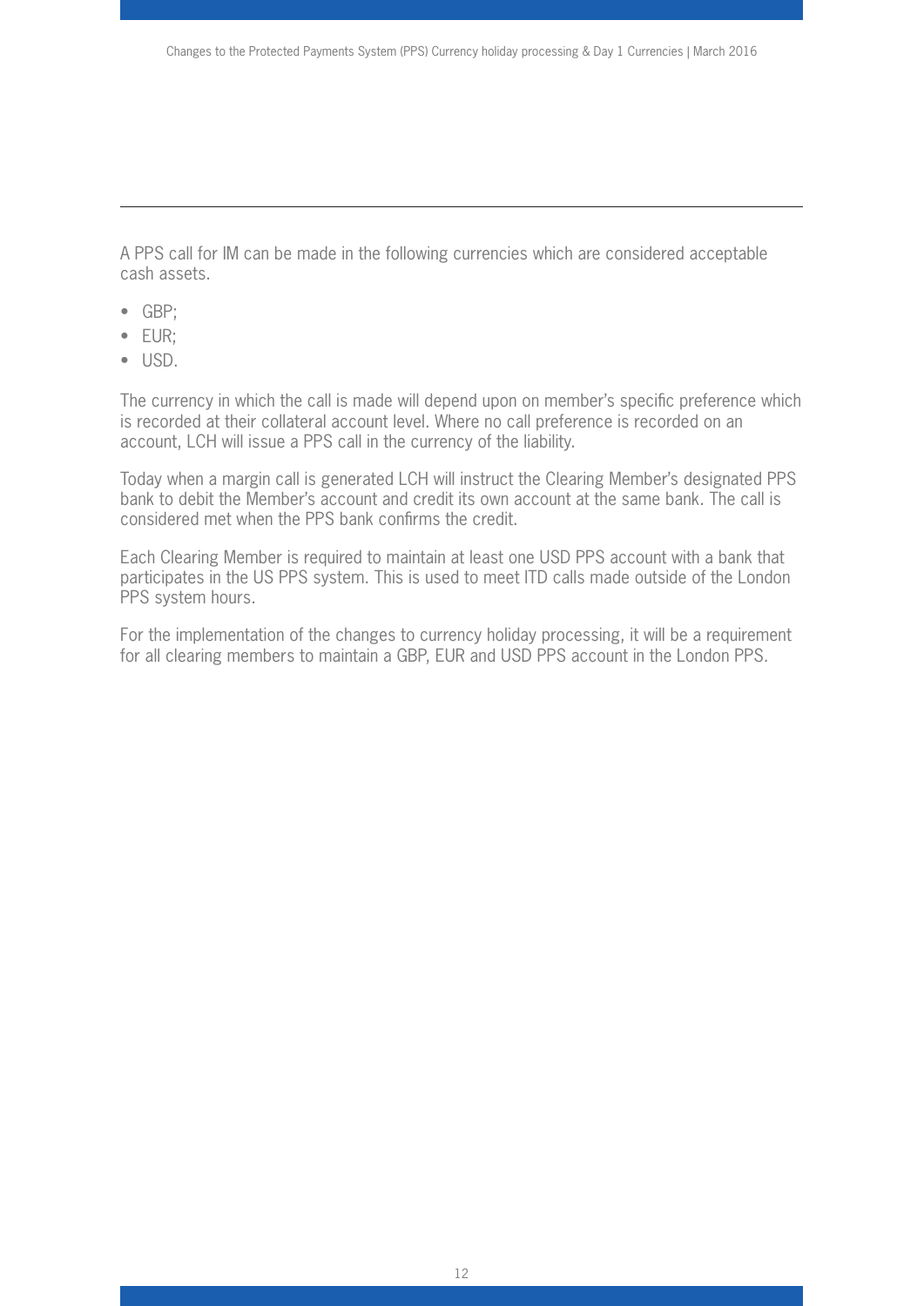A PPS call for IM can be made in the following currencies which are considered acceptable cash assets.

- GBP;
- EUR;
- USD.

The currency in which the call is made will depend upon on member's specific preference which is recorded at their collateral account level. Where no call preference is recorded on an account, LCH will issue a PPS call in the currency of the liability.

Today when a margin call is generated LCH will instruct the Clearing Member's designated PPS bank to debit the Member's account and credit its own account at the same bank. The call is considered met when the PPS bank confirms the credit.

Each Clearing Member is required to maintain at least one USD PPS account with a bank that participates in the US PPS system. This is used to meet ITD calls made outside of the London PPS system hours.

For the implementation of the changes to currency holiday processing, it will be a requirement for all clearing members to maintain a GBP, EUR and USD PPS account in the London PPS.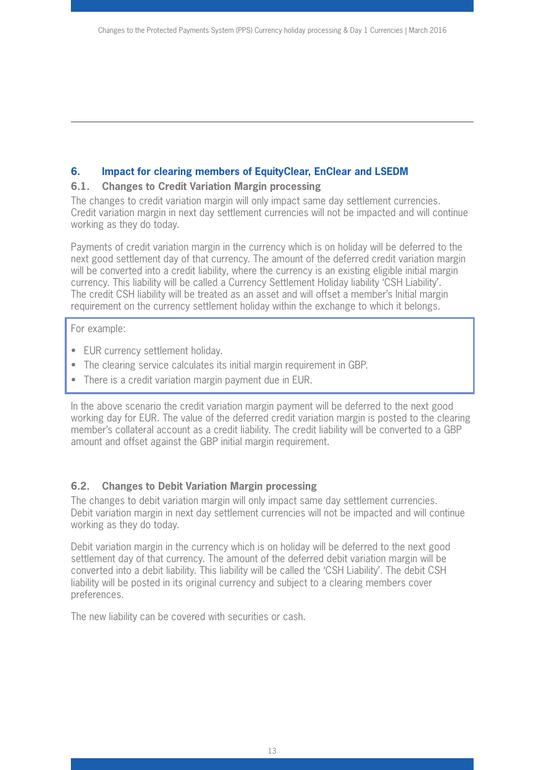## 6. Impact for clearing members of EquityClear, EnClear and LSEDM

### 6.1. Changes to Credit Variation Margin processing

The changes to credit variation margin will only impact same day settlement currencies. Credit variation margin in next day settlement currencies will not be impacted and will continue working as they do today.

Payments of credit variation margin in the currency which is on holiday will be deferred to the next good settlement day of that currency. The amount of the deferred credit variation margin will be converted into a credit liability, where the currency is an existing eligible initial margin currency. This liability will be called a Currency Settlement Holiday liability 'CSH Liability'. The credit CSH liability will be treated as an asset and will offset a member's Initial margin requirement on the currency settlement holiday within the exchange to which it belongs.

For example:

- EUR currency settlement holiday.
- The clearing service calculates its initial margin requirement in GBP.
- There is a credit variation margin payment due in EUR.

In the above scenario the credit variation margin payment will be deferred to the next good working day for EUR. The value of the deferred credit variation margin is posted to the clearing member's collateral account as a credit liability. The credit liability will be converted to a GBP amount and offset against the GBP initial margin requirement.

### 6.2. Changes to Debit Variation Margin processing

The changes to debit variation margin will only impact same day settlement currencies. Debit variation margin in next day settlement currencies will not be impacted and will continue working as they do today.

Debit variation margin in the currency which is on holiday will be deferred to the next good settlement day of that currency. The amount of the deferred debit variation margin will be converted into a debit liability. This liability will be called the 'CSH Liability'. The debit CSH liability will be posted in its original currency and subject to a clearing members cover preferences.

The new liability can be covered with securities or cash.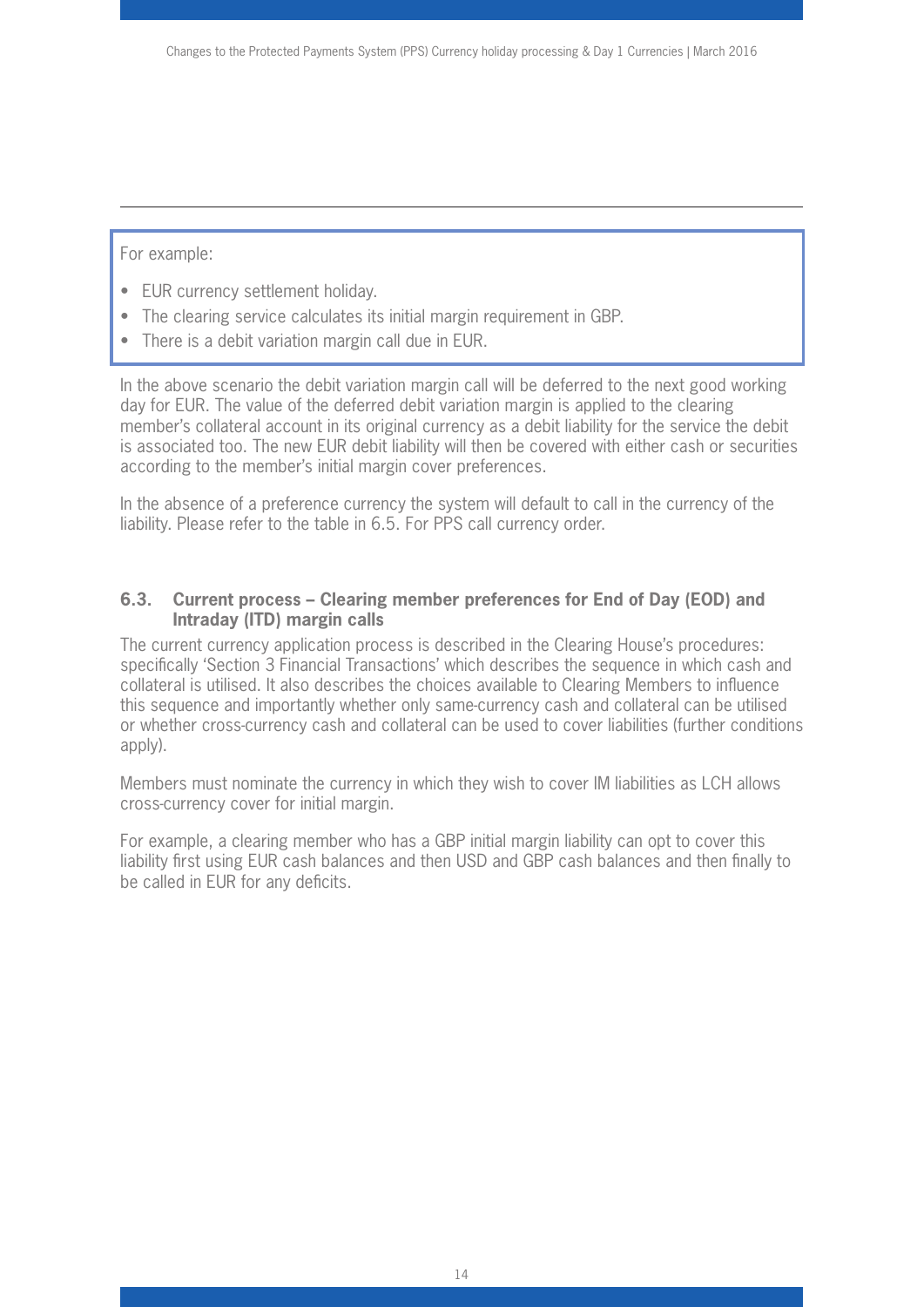For example:

- EUR currency settlement holiday.
- The clearing service calculates its initial margin requirement in GBP.
- There is a debit variation margin call due in EUR.

In the above scenario the debit variation margin call will be deferred to the next good working day for EUR. The value of the deferred debit variation margin is applied to the clearing member's collateral account in its original currency as a debit liability for the service the debit is associated too. The new EUR debit liability will then be covered with either cash or securities according to the member's initial margin cover preferences.

In the absence of a preference currency the system will default to call in the currency of the liability. Please refer to the table in 6.5. For PPS call currency order.

### 6.3. Current process – Clearing member preferences for End of Day (EOD) and Intraday (ITD) margin calls

The current currency application process is described in the Clearing House's procedures: specifically 'Section 3 Financial Transactions' which describes the sequence in which cash and collateral is utilised. It also describes the choices available to Clearing Members to influence this sequence and importantly whether only same-currency cash and collateral can be utilised or whether cross-currency cash and collateral can be used to cover liabilities (further conditions apply).

Members must nominate the currency in which they wish to cover IM liabilities as LCH allows cross-currency cover for initial margin.

For example, a clearing member who has a GBP initial margin liability can opt to cover this liability first using EUR cash balances and then USD and GBP cash balances and then finally to be called in EUR for any deficits.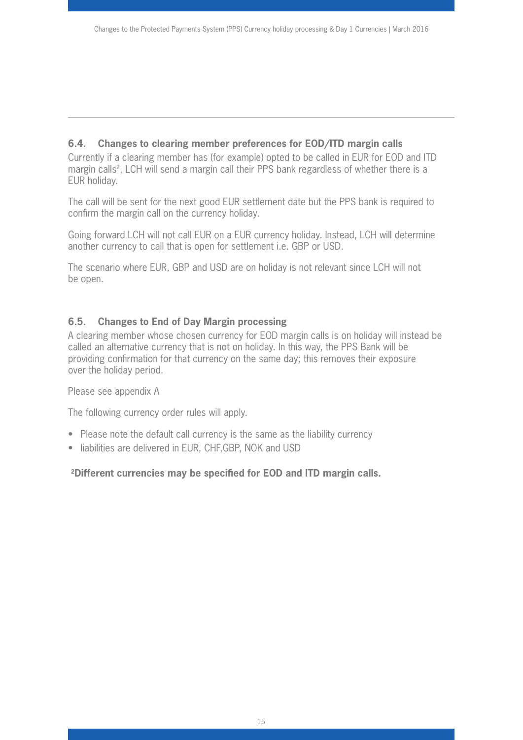### 6.4. Changes to clearing member preferences for EOD/ITD margin calls

Currently if a clearing member has (for example) opted to be called in EUR for EOD and ITD margin calls[2], LCH will send a margin call their PPS bank regardless of whether there is a EUR holiday.

The call will be sent for the next good EUR settlement date but the PPS bank is required to confirm the margin call on the currency holiday.

Going forward LCH will not call EUR on a EUR currency holiday. Instead, LCH will determine another currency to call that is open for settlement i.e. GBP or USD.

The scenario where EUR, GBP and USD are on holiday is not relevant since LCH will not be open.

### 6.5. Changes to End of Day Margin processing

A clearing member whose chosen currency for EOD margin calls is on holiday will instead be called an alternative currency that is not on holiday. In this way, the PPS Bank will be providing confirmation for that currency on the same day; this removes their exposure over the holiday period.

Please see appendix A

The following currency order rules will apply.

- Please note the default call currency is the same as the liability currency
- liabilities are delivered in EUR, CHF,GBP, NOK and USD

**[2]Different currencies may be specified for EOD and ITD margin calls.**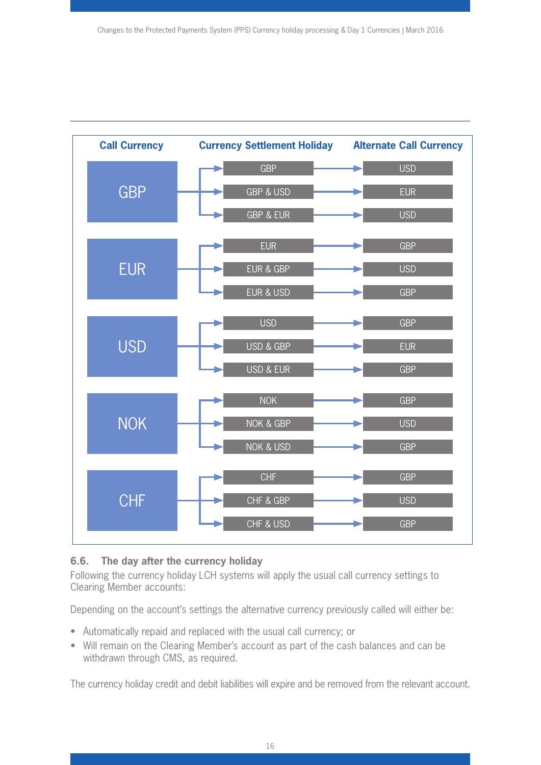| Call Currency | Currency Settlement Holiday | Alternate Call Currency |
|---|---|---|
| GBP | GBP | USD |
| | GBP & USD | EUR |
| | GBP & EUR | USD |
| EUR | EUR | GBP |
| | EUR & GBP | USD |
| | EUR & USD | GBP |
| USD | USD | GBP |
| | USD & GBP | EUR |
| | USD & EUR | GBP |
| NOK | NOK | GBP |
| | NOK & GBP | USD |
| | NOK & USD | GBP |
| CHF | CHF | GBP |
| | CHF & GBP | USD |
| | CHF & USD | GBP |

### 6.6. The day after the currency holiday

Following the currency holiday LCH systems will apply the usual call currency settings to Clearing Member accounts:

Depending on the account's settings the alternative currency previously called will either be:

- Automatically repaid and replaced with the usual call currency; or
- Will remain on the Clearing Member's account as part of the cash balances and can be withdrawn through CMS, as required.

The currency holiday credit and debit liabilities will expire and be removed from the relevant account.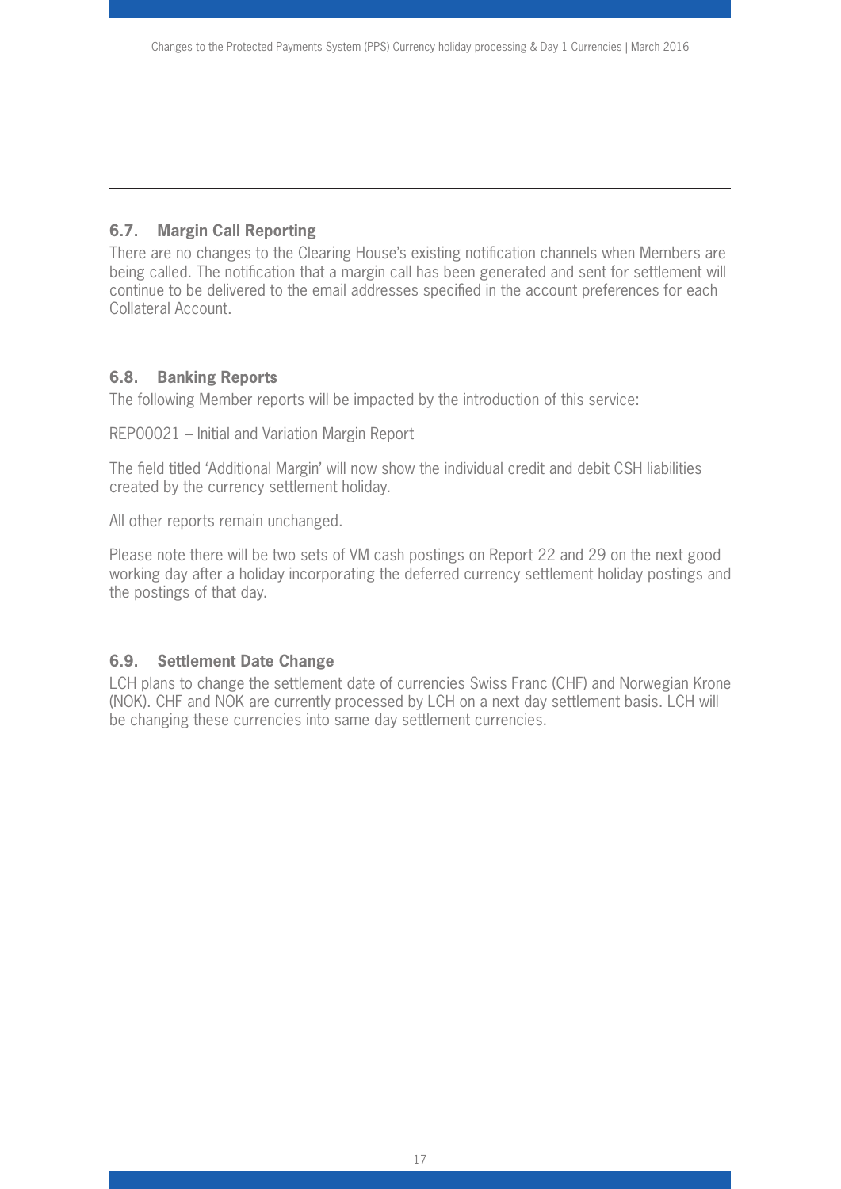### 6.7. Margin Call Reporting

There are no changes to the Clearing House's existing notification channels when Members are being called. The notification that a margin call has been generated and sent for settlement will continue to be delivered to the email addresses specified in the account preferences for each Collateral Account.

### 6.8. Banking Reports

The following Member reports will be impacted by the introduction of this service:

REP00021 – Initial and Variation Margin Report

The field titled 'Additional Margin' will now show the individual credit and debit CSH liabilities created by the currency settlement holiday.

All other reports remain unchanged.

Please note there will be two sets of VM cash postings on Report 22 and 29 on the next good working day after a holiday incorporating the deferred currency settlement holiday postings and the postings of that day.

### 6.9. Settlement Date Change

LCH plans to change the settlement date of currencies Swiss Franc (CHF) and Norwegian Krone (NOK). CHF and NOK are currently processed by LCH on a next day settlement basis. LCH will be changing these currencies into same day settlement currencies.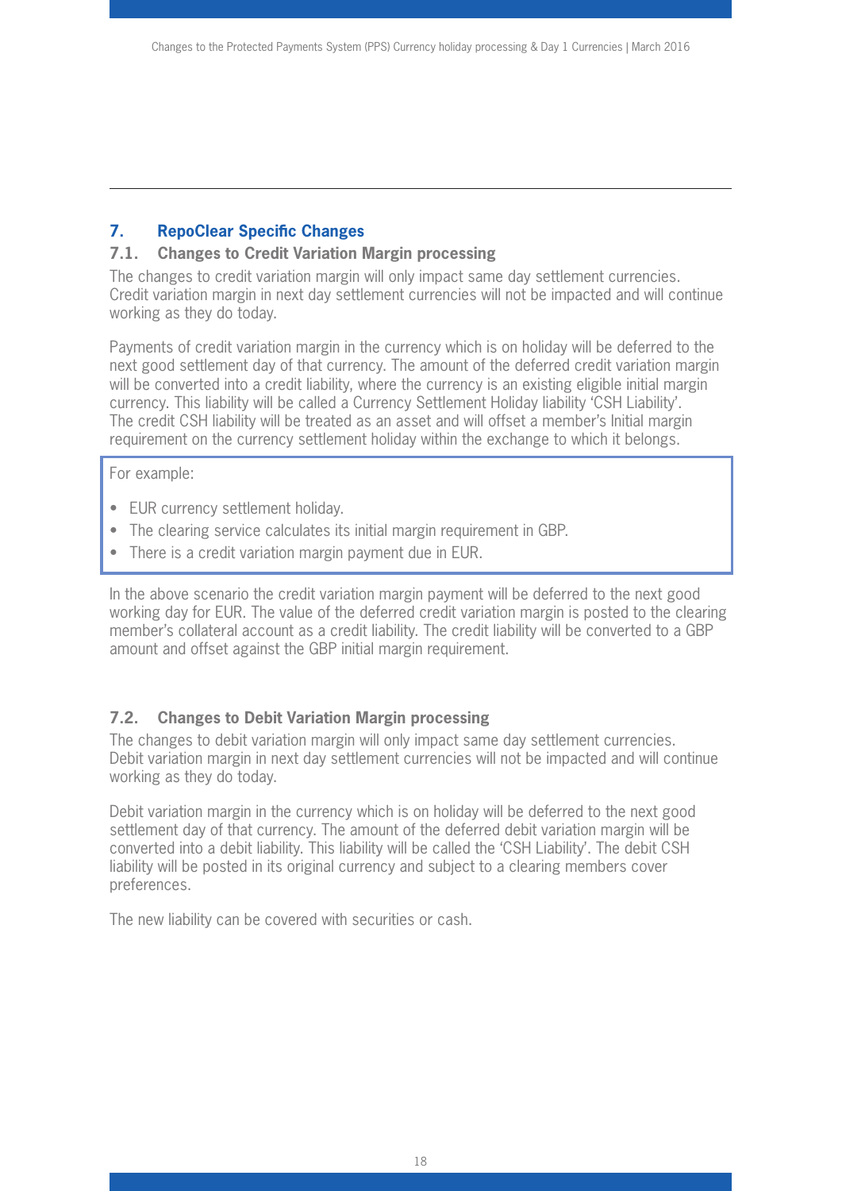## 7. RepoClear Specific Changes

### 7.1. Changes to Credit Variation Margin processing

The changes to credit variation margin will only impact same day settlement currencies. Credit variation margin in next day settlement currencies will not be impacted and will continue working as they do today.

Payments of credit variation margin in the currency which is on holiday will be deferred to the next good settlement day of that currency. The amount of the deferred credit variation margin will be converted into a credit liability, where the currency is an existing eligible initial margin currency. This liability will be called a Currency Settlement Holiday liability 'CSH Liability'. The credit CSH liability will be treated as an asset and will offset a member's Initial margin requirement on the currency settlement holiday within the exchange to which it belongs.

For example:

- EUR currency settlement holiday.
- The clearing service calculates its initial margin requirement in GBP.
- There is a credit variation margin payment due in EUR.

In the above scenario the credit variation margin payment will be deferred to the next good working day for EUR. The value of the deferred credit variation margin is posted to the clearing member's collateral account as a credit liability. The credit liability will be converted to a GBP amount and offset against the GBP initial margin requirement.

### 7.2. Changes to Debit Variation Margin processing

The changes to debit variation margin will only impact same day settlement currencies. Debit variation margin in next day settlement currencies will not be impacted and will continue working as they do today.

Debit variation margin in the currency which is on holiday will be deferred to the next good settlement day of that currency. The amount of the deferred debit variation margin will be converted into a debit liability. This liability will be called the 'CSH Liability'. The debit CSH liability will be posted in its original currency and subject to a clearing members cover preferences.

The new liability can be covered with securities or cash.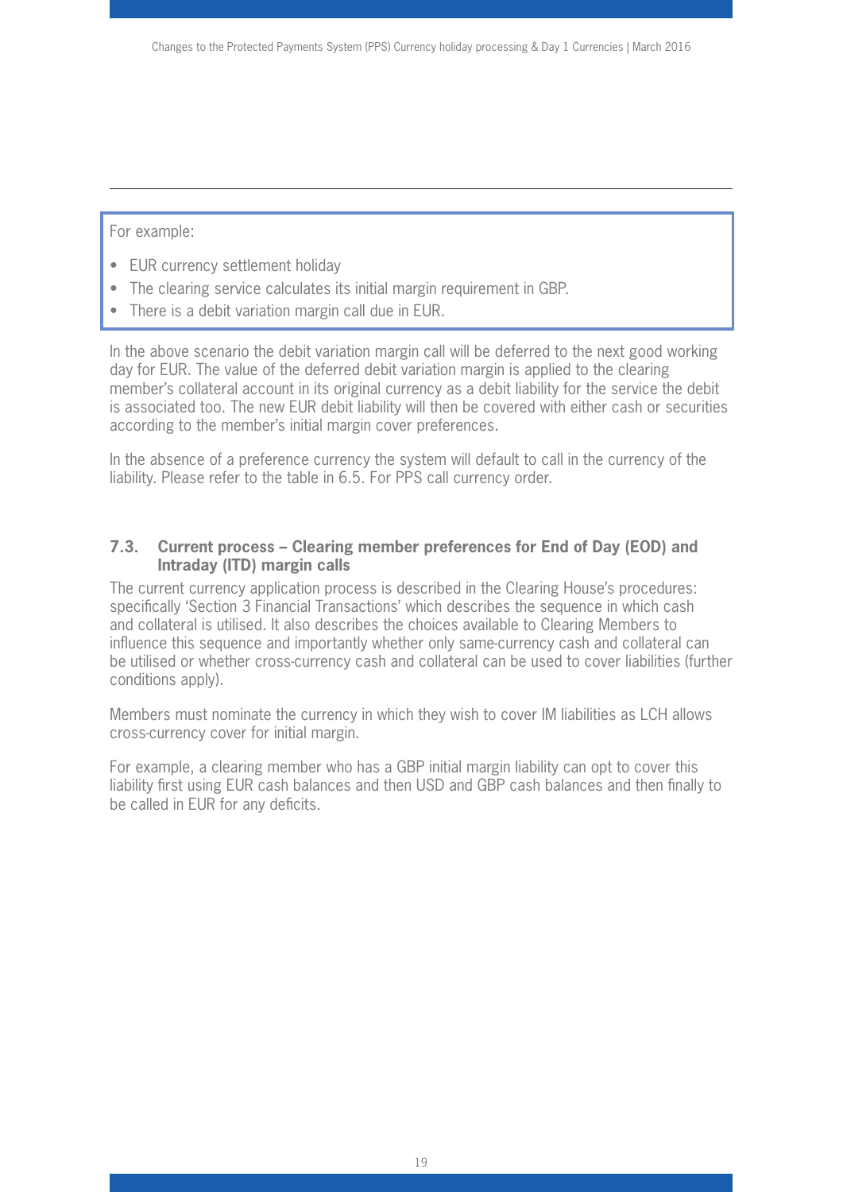For example:

- EUR currency settlement holiday
- The clearing service calculates its initial margin requirement in GBP.
- There is a debit variation margin call due in EUR.

In the above scenario the debit variation margin call will be deferred to the next good working day for EUR. The value of the deferred debit variation margin is applied to the clearing member's collateral account in its original currency as a debit liability for the service the debit is associated too. The new EUR debit liability will then be covered with either cash or securities according to the member's initial margin cover preferences.

In the absence of a preference currency the system will default to call in the currency of the liability. Please refer to the table in 6.5. For PPS call currency order.

### 7.3. Current process – Clearing member preferences for End of Day (EOD) and Intraday (ITD) margin calls

The current currency application process is described in the Clearing House's procedures: specifically 'Section 3 Financial Transactions' which describes the sequence in which cash and collateral is utilised. It also describes the choices available to Clearing Members to influence this sequence and importantly whether only same-currency cash and collateral can be utilised or whether cross-currency cash and collateral can be used to cover liabilities (further conditions apply).

Members must nominate the currency in which they wish to cover IM liabilities as LCH allows cross-currency cover for initial margin.

For example, a clearing member who has a GBP initial margin liability can opt to cover this liability first using EUR cash balances and then USD and GBP cash balances and then finally to be called in EUR for any deficits.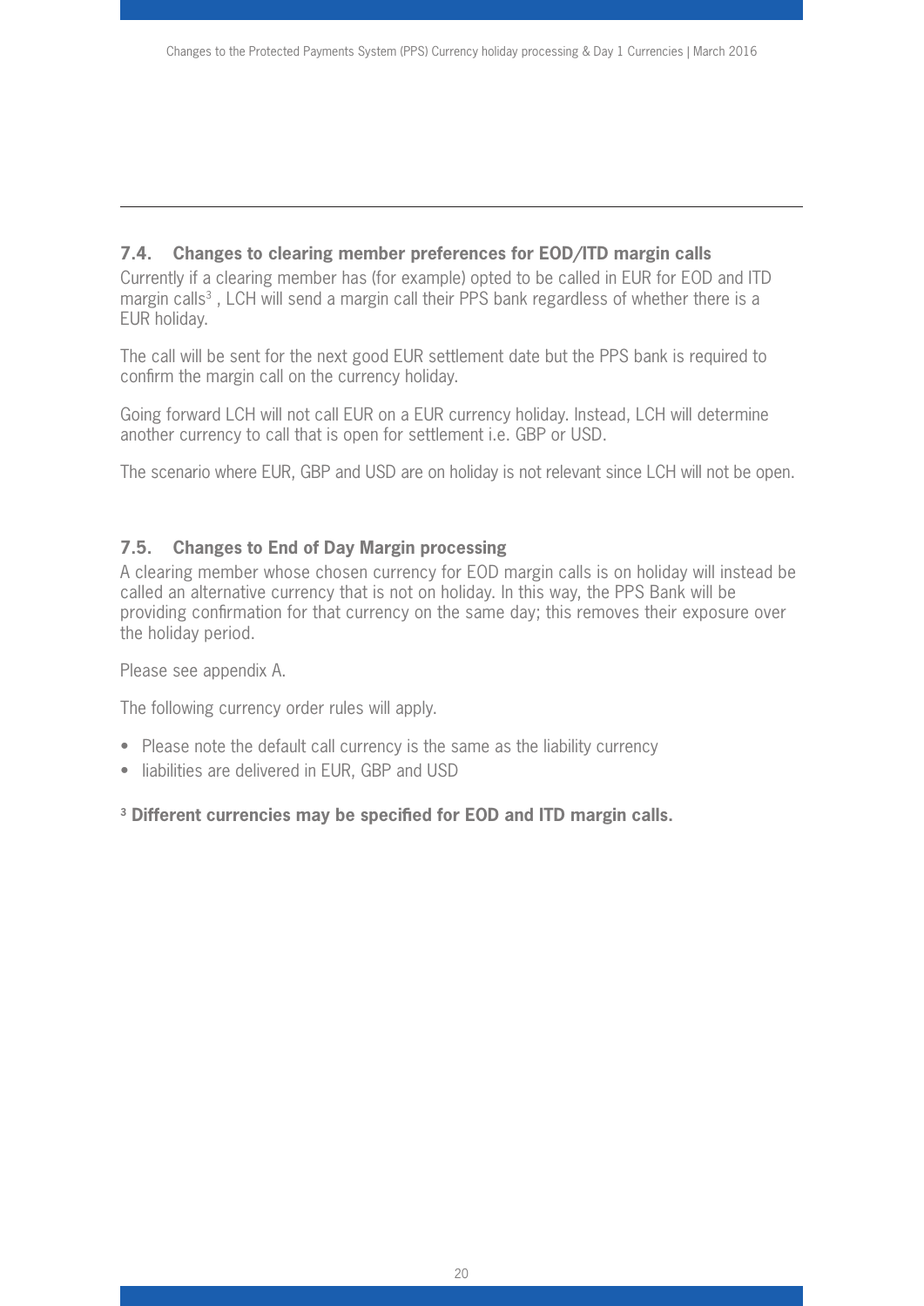## 7.4. Changes to clearing member preferences for EOD/ITD margin calls

Currently if a clearing member has (for example) opted to be called in EUR for EOD and ITD margin calls[3] , LCH will send a margin call their PPS bank regardless of whether there is a EUR holiday.

The call will be sent for the next good EUR settlement date but the PPS bank is required to confirm the margin call on the currency holiday.

Going forward LCH will not call EUR on a EUR currency holiday. Instead, LCH will determine another currency to call that is open for settlement i.e. GBP or USD.

The scenario where EUR, GBP and USD are on holiday is not relevant since LCH will not be open.

## 7.5. Changes to End of Day Margin processing

A clearing member whose chosen currency for EOD margin calls is on holiday will instead be called an alternative currency that is not on holiday. In this way, the PPS Bank will be providing confirmation for that currency on the same day; this removes their exposure over the holiday period.

Please see appendix A.

The following currency order rules will apply.

- Please note the default call currency is the same as the liability currency
- liabilities are delivered in EUR, GBP and USD

**[3] Different currencies may be specified for EOD and ITD margin calls.**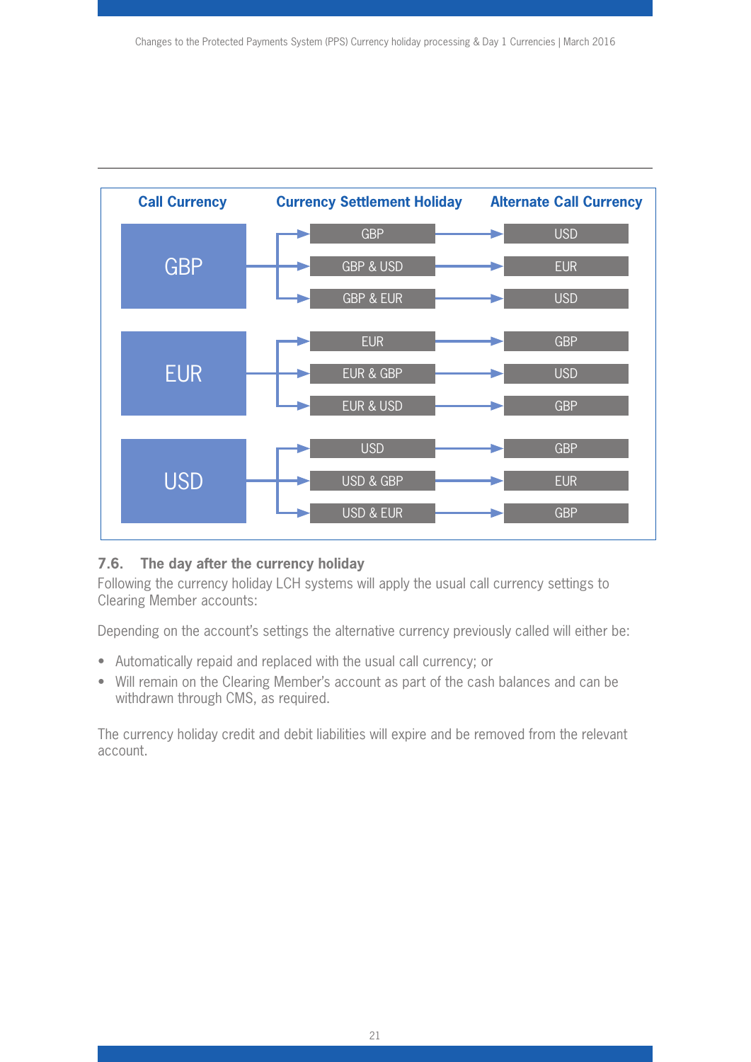| Call Currency | Currency Settlement Holiday | Alternate Call Currency |
| --- | --- | --- |
| GBP | GBP | USD |
| | GBP & USD | EUR |
| | GBP & EUR | USD |
| EUR | EUR | GBP |
| | EUR & GBP | USD |
| | EUR & USD | GBP |
| USD | USD | GBP |
| | USD & GBP | EUR |
| | USD & EUR | GBP |

### 7.6. The day after the currency holiday

Following the currency holiday LCH systems will apply the usual call currency settings to Clearing Member accounts:

Depending on the account's settings the alternative currency previously called will either be:

- Automatically repaid and replaced with the usual call currency; or
- Will remain on the Clearing Member's account as part of the cash balances and can be withdrawn through CMS, as required.

The currency holiday credit and debit liabilities will expire and be removed from the relevant account.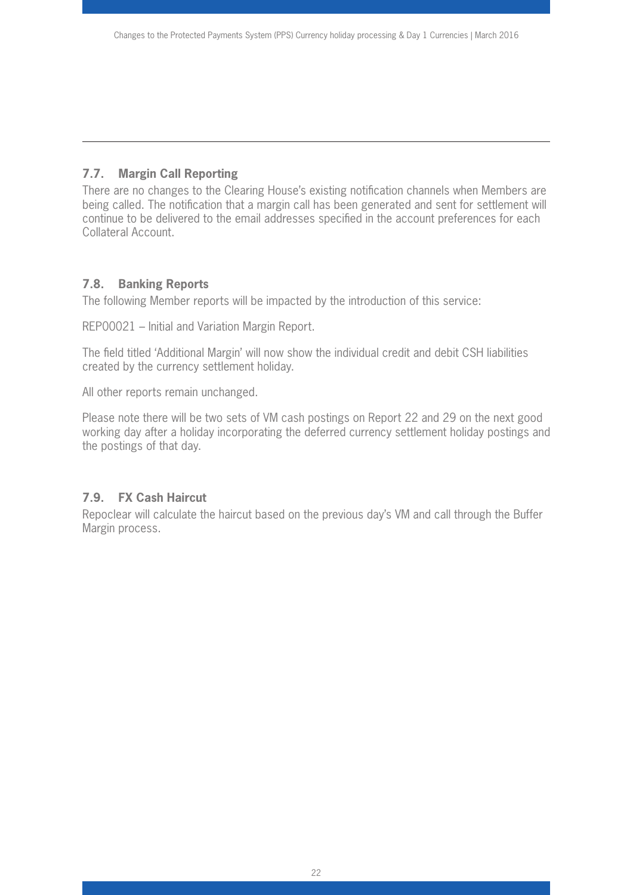### 7.7. Margin Call Reporting

There are no changes to the Clearing House's existing notification channels when Members are being called. The notification that a margin call has been generated and sent for settlement will continue to be delivered to the email addresses specified in the account preferences for each Collateral Account.

### 7.8. Banking Reports

The following Member reports will be impacted by the introduction of this service:

REP00021 – Initial and Variation Margin Report.

The field titled 'Additional Margin' will now show the individual credit and debit CSH liabilities created by the currency settlement holiday.

All other reports remain unchanged.

Please note there will be two sets of VM cash postings on Report 22 and 29 on the next good working day after a holiday incorporating the deferred currency settlement holiday postings and the postings of that day.

### 7.9. FX Cash Haircut

Repoclear will calculate the haircut based on the previous day's VM and call through the Buffer Margin process.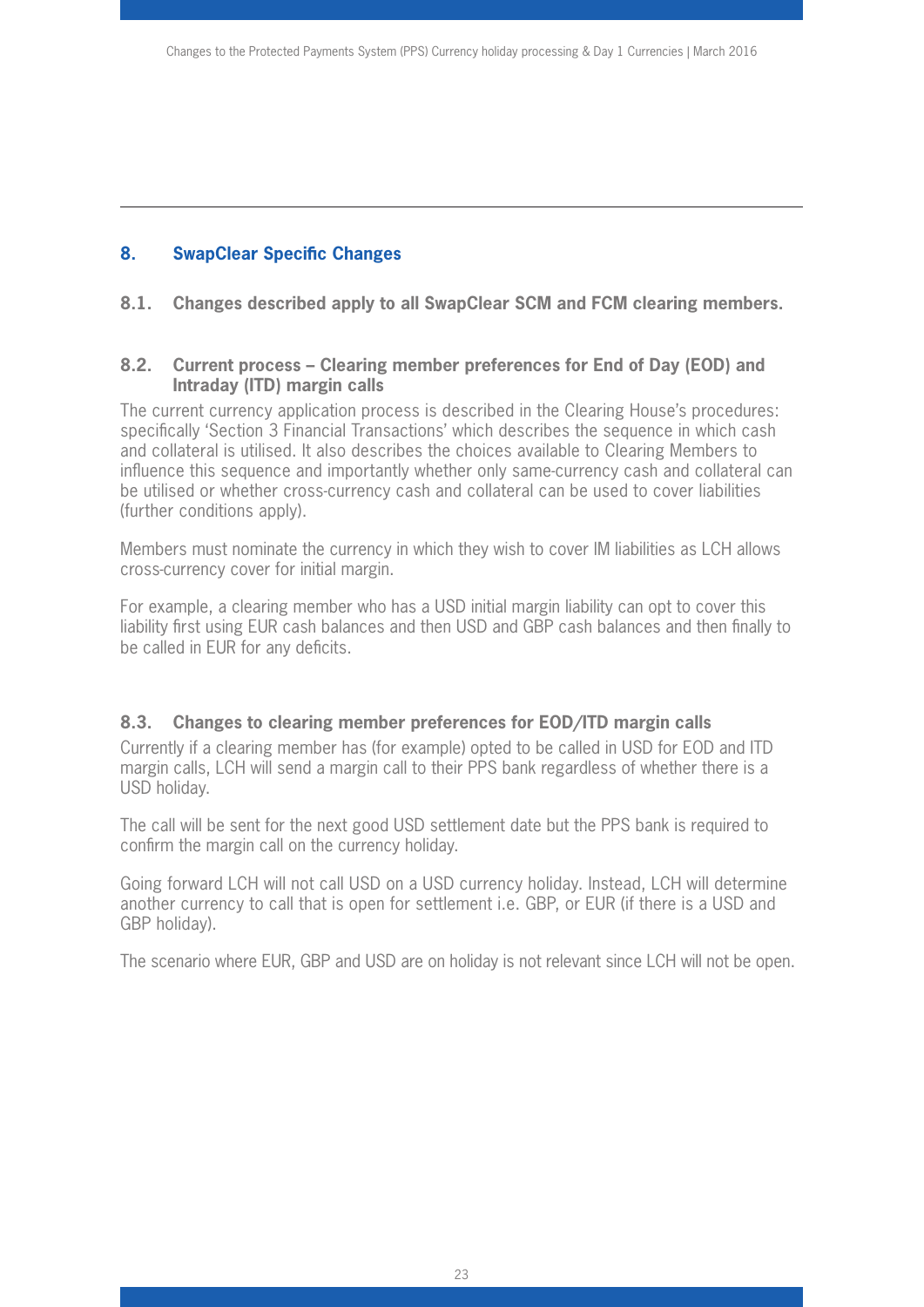## 8. SwapClear Specific Changes

### 8.1. Changes described apply to all SwapClear SCM and FCM clearing members.

### 8.2. Current process – Clearing member preferences for End of Day (EOD) and Intraday (ITD) margin calls

The current currency application process is described in the Clearing House's procedures: specifically 'Section 3 Financial Transactions' which describes the sequence in which cash and collateral is utilised. It also describes the choices available to Clearing Members to influence this sequence and importantly whether only same-currency cash and collateral can be utilised or whether cross-currency cash and collateral can be used to cover liabilities (further conditions apply).

Members must nominate the currency in which they wish to cover IM liabilities as LCH allows cross-currency cover for initial margin.

For example, a clearing member who has a USD initial margin liability can opt to cover this liability first using EUR cash balances and then USD and GBP cash balances and then finally to be called in EUR for any deficits.

### 8.3. Changes to clearing member preferences for EOD/ITD margin calls

Currently if a clearing member has (for example) opted to be called in USD for EOD and ITD margin calls, LCH will send a margin call to their PPS bank regardless of whether there is a USD holiday.

The call will be sent for the next good USD settlement date but the PPS bank is required to confirm the margin call on the currency holiday.

Going forward LCH will not call USD on a USD currency holiday. Instead, LCH will determine another currency to call that is open for settlement i.e. GBP, or EUR (if there is a USD and GBP holiday).

The scenario where EUR, GBP and USD are on holiday is not relevant since LCH will not be open.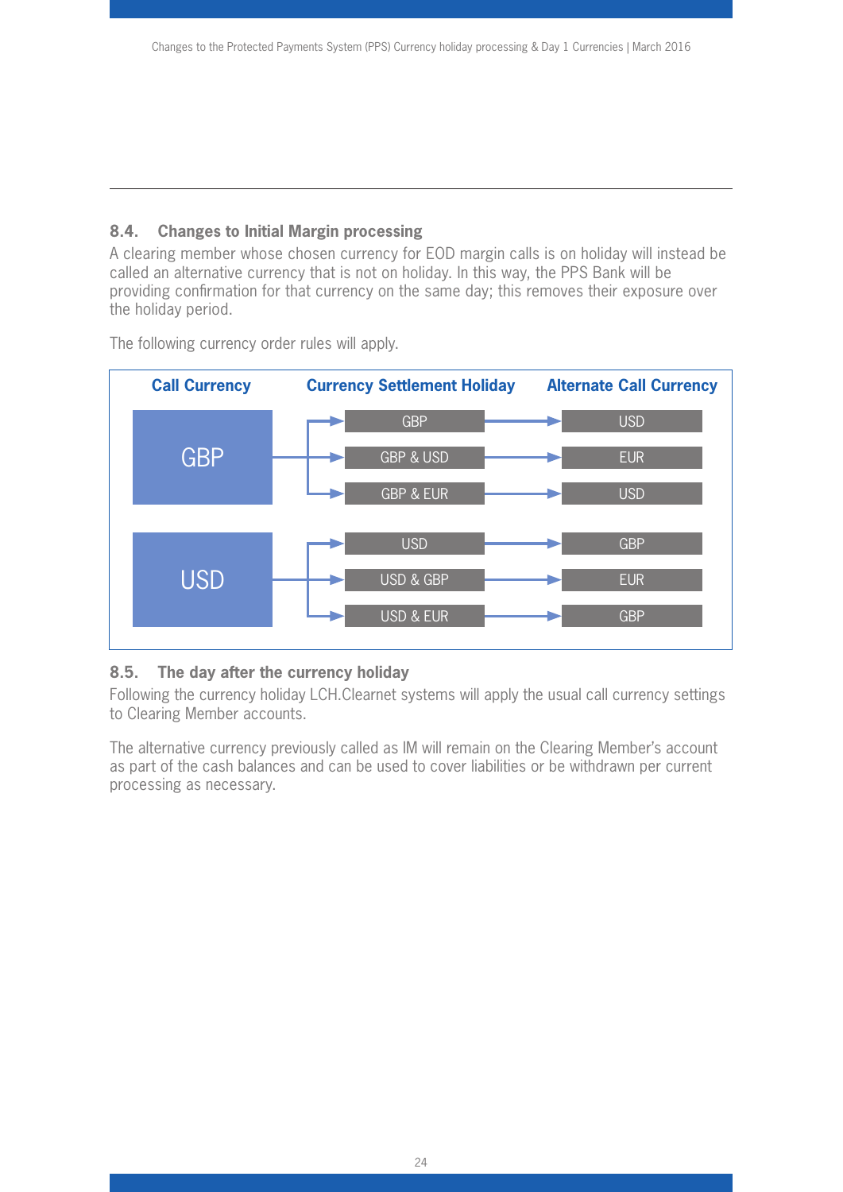## 8.4. Changes to Initial Margin processing

A clearing member whose chosen currency for EOD margin calls is on holiday will instead be called an alternative currency that is not on holiday. In this way, the PPS Bank will be providing confirmation for that currency on the same day; this removes their exposure over the holiday period.

The following currency order rules will apply.

| Call Currency | Currency Settlement Holiday | Alternate Call Currency |
|---|---|---|
| GBP | GBP | USD |
| | GBP & USD | EUR |
| | GBP & EUR | USD |
| USD | USD | GBP |
| | USD & GBP | EUR |
| | USD & EUR | GBP |

## 8.5. The day after the currency holiday

Following the currency holiday LCH.Clearnet systems will apply the usual call currency settings to Clearing Member accounts.

The alternative currency previously called as IM will remain on the Clearing Member's account as part of the cash balances and can be used to cover liabilities or be withdrawn per current processing as necessary.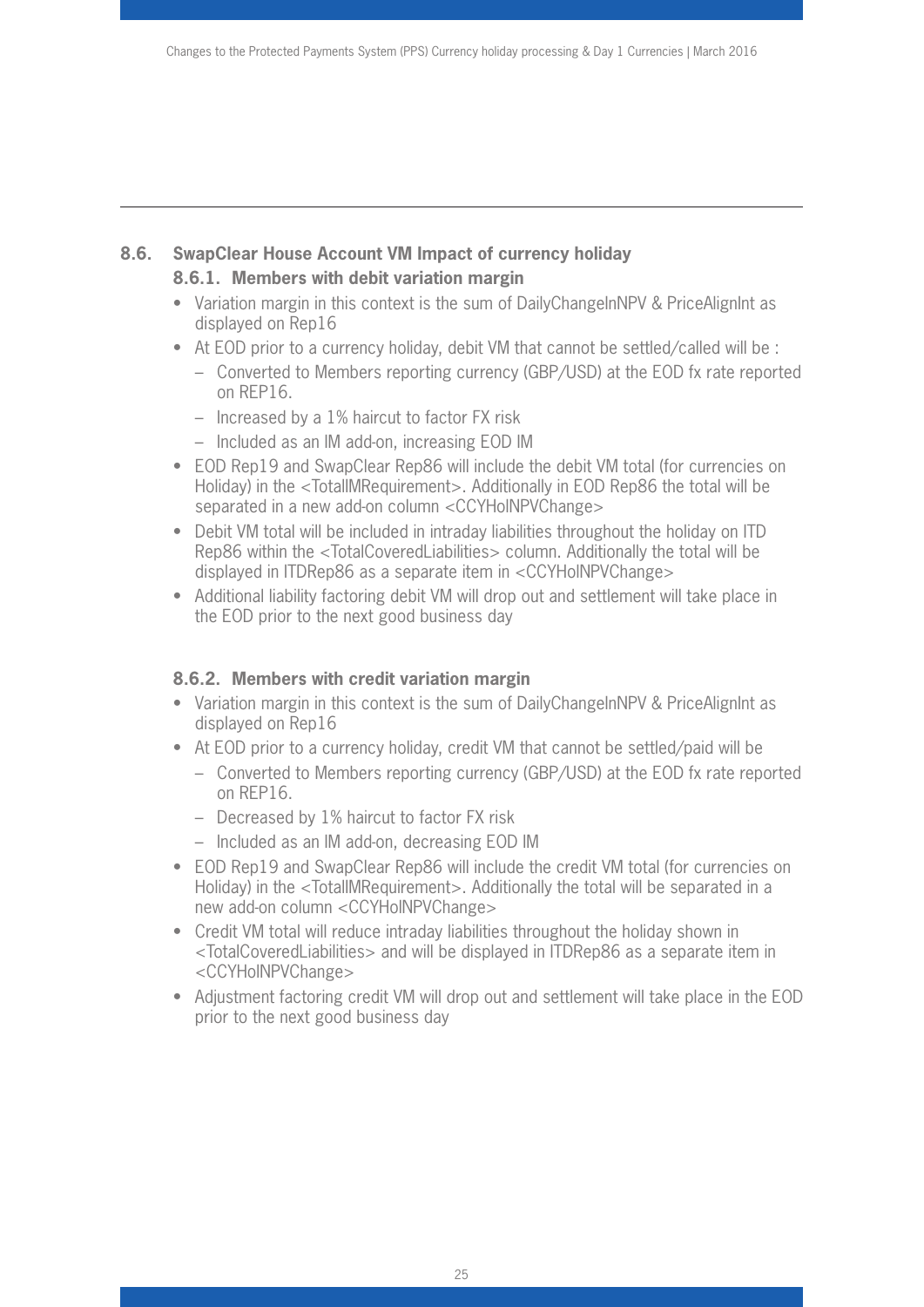## 8.6. SwapClear House Account VM Impact of currency holiday

### 8.6.1. Members with debit variation margin

- Variation margin in this context is the sum of DailyChangeInNPV & PriceAlignInt as displayed on Rep16
- At EOD prior to a currency holiday, debit VM that cannot be settled/called will be :
  - Converted to Members reporting currency (GBP/USD) at the EOD fx rate reported on REP16.
  - Increased by a 1% haircut to factor FX risk
  - Included as an IM add-on, increasing EOD IM
- EOD Rep19 and SwapClear Rep86 will include the debit VM total (for currencies on Holiday) in the <TotalIMRequirement>. Additionally in EOD Rep86 the total will be separated in a new add-on column <CCYHolNPVChange>
- Debit VM total will be included in intraday liabilities throughout the holiday on ITD Rep86 within the <TotalCoveredLiabilities> column. Additionally the total will be displayed in ITDRep86 as a separate item in <CCYHolNPVChange>
- Additional liability factoring debit VM will drop out and settlement will take place in the EOD prior to the next good business day

### 8.6.2. Members with credit variation margin

- Variation margin in this context is the sum of DailyChangeInNPV & PriceAlignInt as displayed on Rep16
- At EOD prior to a currency holiday, credit VM that cannot be settled/paid will be
  - Converted to Members reporting currency (GBP/USD) at the EOD fx rate reported on REP16.
  - Decreased by 1% haircut to factor FX risk
  - Included as an IM add-on, decreasing EOD IM
- EOD Rep19 and SwapClear Rep86 will include the credit VM total (for currencies on Holiday) in the <TotalIMRequirement>. Additionally the total will be separated in a new add-on column <CCYHolNPVChange>
- Credit VM total will reduce intraday liabilities throughout the holiday shown in <TotalCoveredLiabilities> and will be displayed in ITDRep86 as a separate item in <CCYHolNPVChange>
- Adjustment factoring credit VM will drop out and settlement will take place in the EOD prior to the next good business day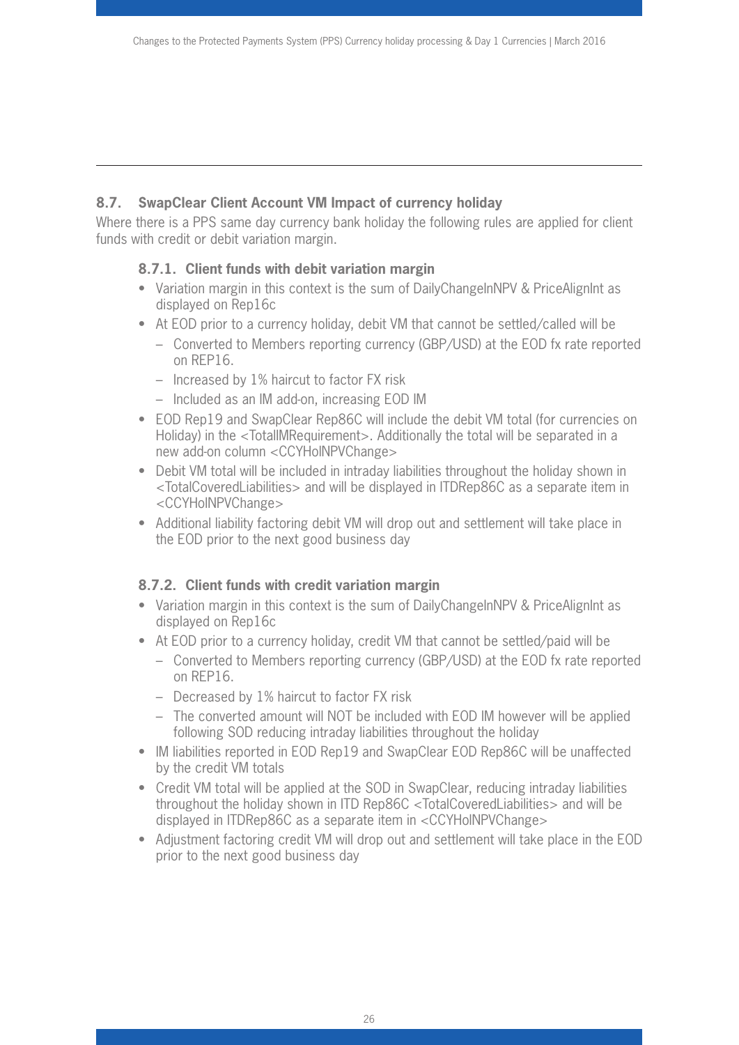## 8.7. SwapClear Client Account VM Impact of currency holiday

Where there is a PPS same day currency bank holiday the following rules are applied for client funds with credit or debit variation margin.

### 8.7.1. Client funds with debit variation margin

- Variation margin in this context is the sum of DailyChangeInNPV & PriceAlignInt as displayed on Rep16c
- At EOD prior to a currency holiday, debit VM that cannot be settled/called will be
  - Converted to Members reporting currency (GBP/USD) at the EOD fx rate reported on REP16.
  - Increased by 1% haircut to factor FX risk
  - Included as an IM add-on, increasing EOD IM
- EOD Rep19 and SwapClear Rep86C will include the debit VM total (for currencies on Holiday) in the <TotalIMRequirement>. Additionally the total will be separated in a new add-on column <CCYHolNPVChange>
- Debit VM total will be included in intraday liabilities throughout the holiday shown in <TotalCoveredLiabilities> and will be displayed in ITDRep86C as a separate item in <CCYHolNPVChange>
- Additional liability factoring debit VM will drop out and settlement will take place in the EOD prior to the next good business day

### 8.7.2. Client funds with credit variation margin

- Variation margin in this context is the sum of DailyChangeInNPV & PriceAlignInt as displayed on Rep16c
- At EOD prior to a currency holiday, credit VM that cannot be settled/paid will be
  - Converted to Members reporting currency (GBP/USD) at the EOD fx rate reported on REP16.
  - Decreased by 1% haircut to factor FX risk
  - The converted amount will NOT be included with EOD IM however will be applied following SOD reducing intraday liabilities throughout the holiday
- IM liabilities reported in EOD Rep19 and SwapClear EOD Rep86C will be unaffected by the credit VM totals
- Credit VM total will be applied at the SOD in SwapClear, reducing intraday liabilities throughout the holiday shown in ITD Rep86C <TotalCoveredLiabilities> and will be displayed in ITDRep86C as a separate item in <CCYHolNPVChange>
- Adjustment factoring credit VM will drop out and settlement will take place in the EOD prior to the next good business day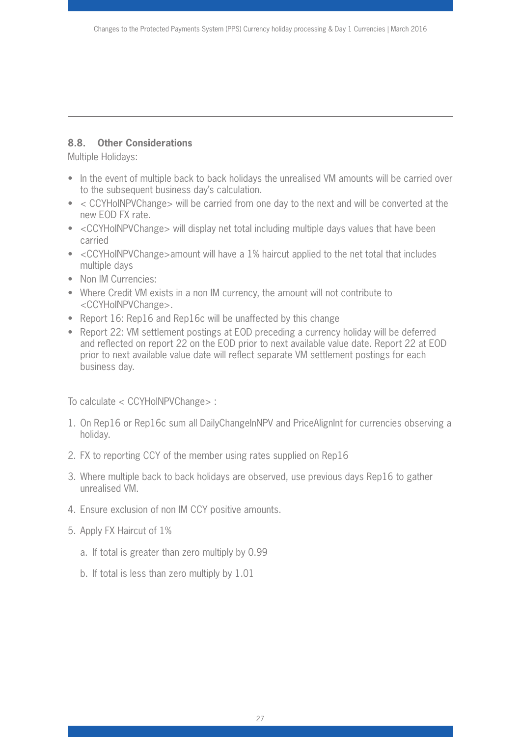## 8.8. Other Considerations

Multiple Holidays:

- In the event of multiple back to back holidays the unrealised VM amounts will be carried over to the subsequent business day's calculation.
- < CCYHolNPVChange> will be carried from one day to the next and will be converted at the new EOD FX rate.
- <CCYHolNPVChange> will display net total including multiple days values that have been carried
- <CCYHolNPVChange>amount will have a 1% haircut applied to the net total that includes multiple days
- Non IM Currencies:
- Where Credit VM exists in a non IM currency, the amount will not contribute to <CCYHolNPVChange>.
- Report 16: Rep16 and Rep16c will be unaffected by this change
- Report 22: VM settlement postings at EOD preceding a currency holiday will be deferred and reflected on report 22 on the EOD prior to next available value date. Report 22 at EOD prior to next available value date will reflect separate VM settlement postings for each business day.

To calculate < CCYHolNPVChange> :

1. On Rep16 or Rep16c sum all DailyChangeInNPV and PriceAlignInt for currencies observing a holiday.
2. FX to reporting CCY of the member using rates supplied on Rep16
3. Where multiple back to back holidays are observed, use previous days Rep16 to gather unrealised VM.
4. Ensure exclusion of non IM CCY positive amounts.
5. Apply FX Haircut of 1%
   a. If total is greater than zero multiply by 0.99
   b. If total is less than zero multiply by 1.01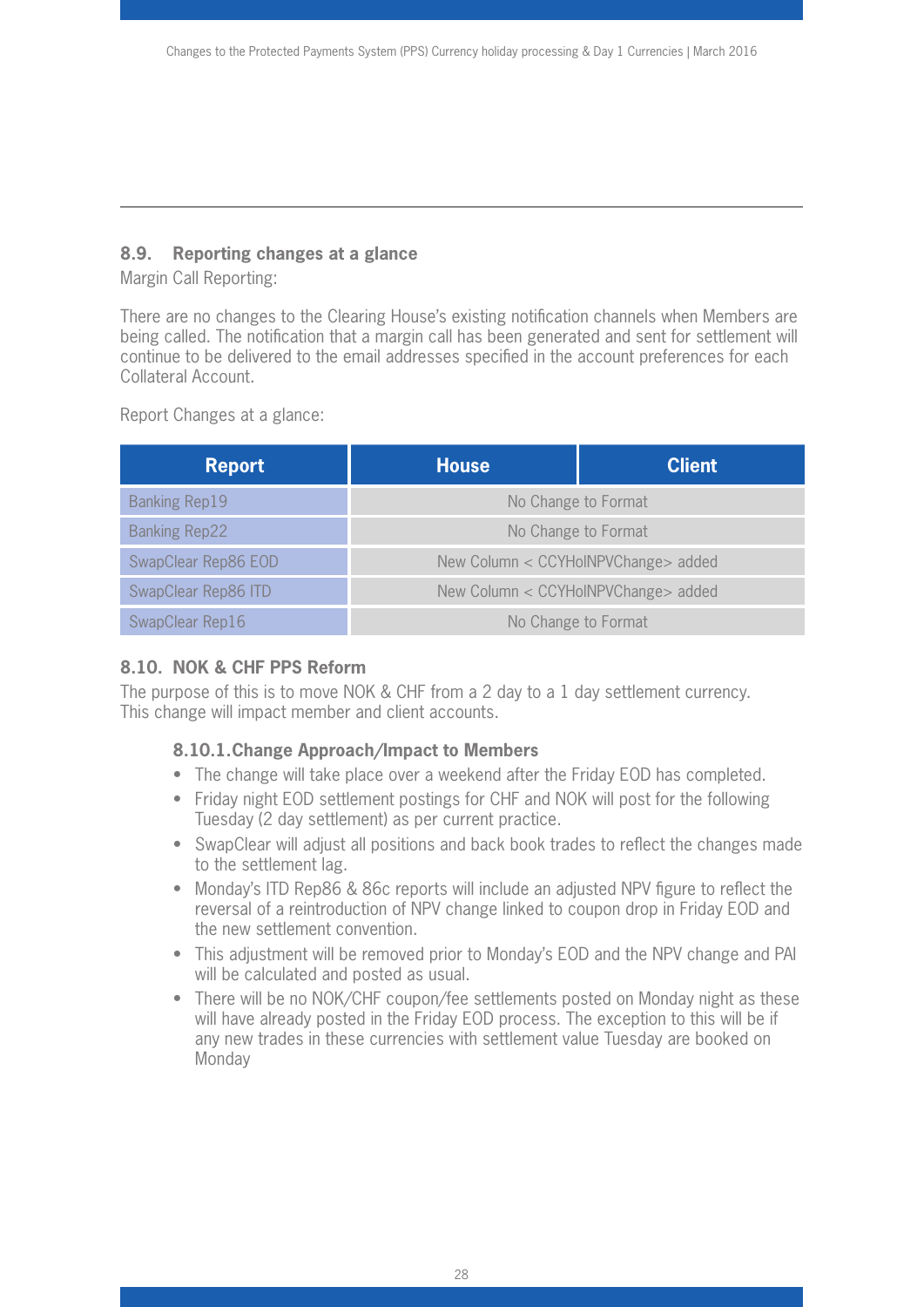### 8.9. Reporting changes at a glance

Margin Call Reporting:

There are no changes to the Clearing House's existing notification channels when Members are being called. The notification that a margin call has been generated and sent for settlement will continue to be delivered to the email addresses specified in the account preferences for each Collateral Account.

Report Changes at a glance:

| Report | House | Client |
|---|---|---|
| Banking Rep19 | No Change to Format | |
| Banking Rep22 | No Change to Format | |
| SwapClear Rep86 EOD | New Column < CCYHolNPVChange> added | |
| SwapClear Rep86 ITD | New Column < CCYHolNPVChange> added | |
| SwapClear Rep16 | No Change to Format | |

### 8.10. NOK & CHF PPS Reform

The purpose of this is to move NOK & CHF from a 2 day to a 1 day settlement currency. This change will impact member and client accounts.

#### 8.10.1. Change Approach/Impact to Members

- The change will take place over a weekend after the Friday EOD has completed.
- Friday night EOD settlement postings for CHF and NOK will post for the following Tuesday (2 day settlement) as per current practice.
- SwapClear will adjust all positions and back book trades to reflect the changes made to the settlement lag.
- Monday's ITD Rep86 & 86c reports will include an adjusted NPV figure to reflect the reversal of a reintroduction of NPV change linked to coupon drop in Friday EOD and the new settlement convention.
- This adjustment will be removed prior to Monday's EOD and the NPV change and PAI will be calculated and posted as usual.
- There will be no NOK/CHF coupon/fee settlements posted on Monday night as these will have already posted in the Friday EOD process. The exception to this will be if any new trades in these currencies with settlement value Tuesday are booked on Monday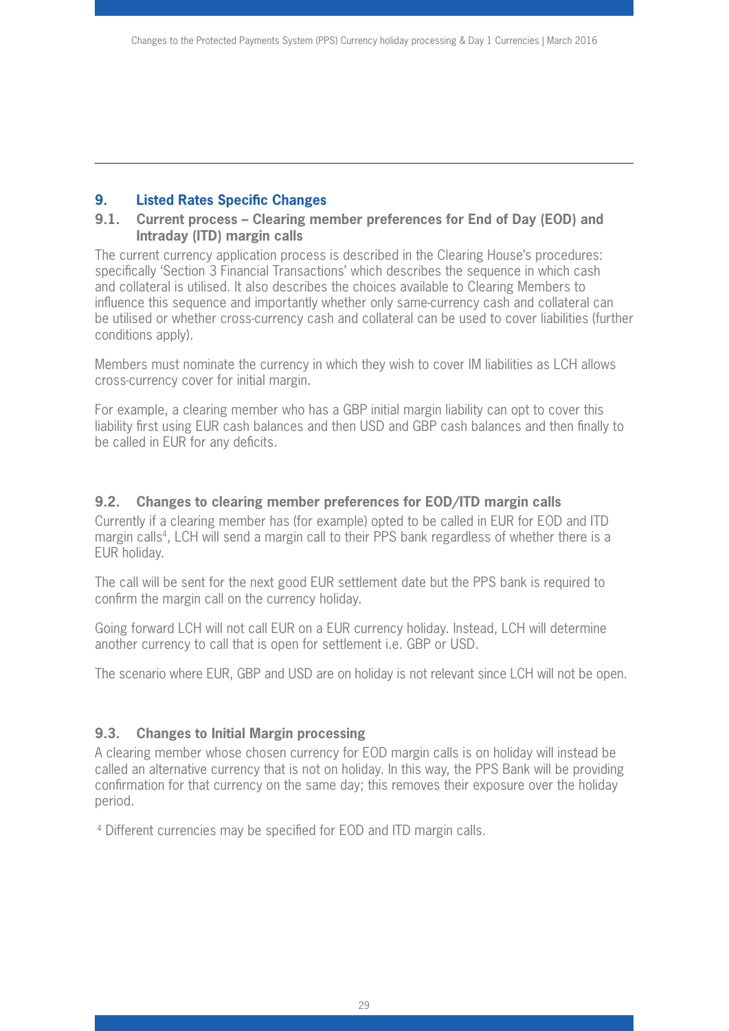## 9. Listed Rates Specific Changes

### 9.1. Current process – Clearing member preferences for End of Day (EOD) and Intraday (ITD) margin calls

The current currency application process is described in the Clearing House's procedures: specifically 'Section 3 Financial Transactions' which describes the sequence in which cash and collateral is utilised. It also describes the choices available to Clearing Members to influence this sequence and importantly whether only same-currency cash and collateral can be utilised or whether cross-currency cash and collateral can be used to cover liabilities (further conditions apply).

Members must nominate the currency in which they wish to cover IM liabilities as LCH allows cross-currency cover for initial margin.

For example, a clearing member who has a GBP initial margin liability can opt to cover this liability first using EUR cash balances and then USD and GBP cash balances and then finally to be called in EUR for any deficits.

### 9.2. Changes to clearing member preferences for EOD/ITD margin calls

Currently if a clearing member has (for example) opted to be called in EUR for EOD and ITD margin calls[4], LCH will send a margin call to their PPS bank regardless of whether there is a EUR holiday.

The call will be sent for the next good EUR settlement date but the PPS bank is required to confirm the margin call on the currency holiday.

Going forward LCH will not call EUR on a EUR currency holiday. Instead, LCH will determine another currency to call that is open for settlement i.e. GBP or USD.

The scenario where EUR, GBP and USD are on holiday is not relevant since LCH will not be open.

### 9.3. Changes to Initial Margin processing

A clearing member whose chosen currency for EOD margin calls is on holiday will instead be called an alternative currency that is not on holiday. In this way, the PPS Bank will be providing confirmation for that currency on the same day; this removes their exposure over the holiday period.

[4] Different currencies may be specified for EOD and ITD margin calls.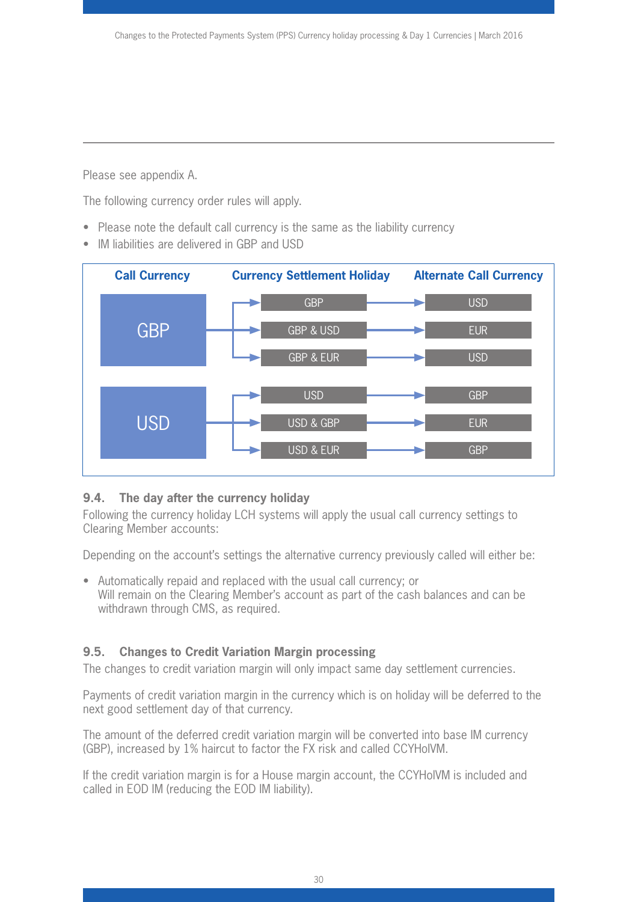Please see appendix A.

The following currency order rules will apply.

- Please note the default call currency is the same as the liability currency
- IM liabilities are delivered in GBP and USD

| Call Currency | Currency Settlement Holiday | Alternate Call Currency |
|---|---|---|
| GBP | GBP | USD |
| | GBP & USD | EUR |
| | GBP & EUR | USD |
| USD | USD | GBP |
| | USD & GBP | EUR |
| | USD & EUR | GBP |

### 9.4. The day after the currency holiday

Following the currency holiday LCH systems will apply the usual call currency settings to Clearing Member accounts:

Depending on the account's settings the alternative currency previously called will either be:

- Automatically repaid and replaced with the usual call currency; or
  Will remain on the Clearing Member's account as part of the cash balances and can be withdrawn through CMS, as required.

### 9.5. Changes to Credit Variation Margin processing

The changes to credit variation margin will only impact same day settlement currencies.

Payments of credit variation margin in the currency which is on holiday will be deferred to the next good settlement day of that currency.

The amount of the deferred credit variation margin will be converted into base IM currency (GBP), increased by 1% haircut to factor the FX risk and called CCYHolVM.

If the credit variation margin is for a House margin account, the CCYHolVM is included and called in EOD IM (reducing the EOD IM liability).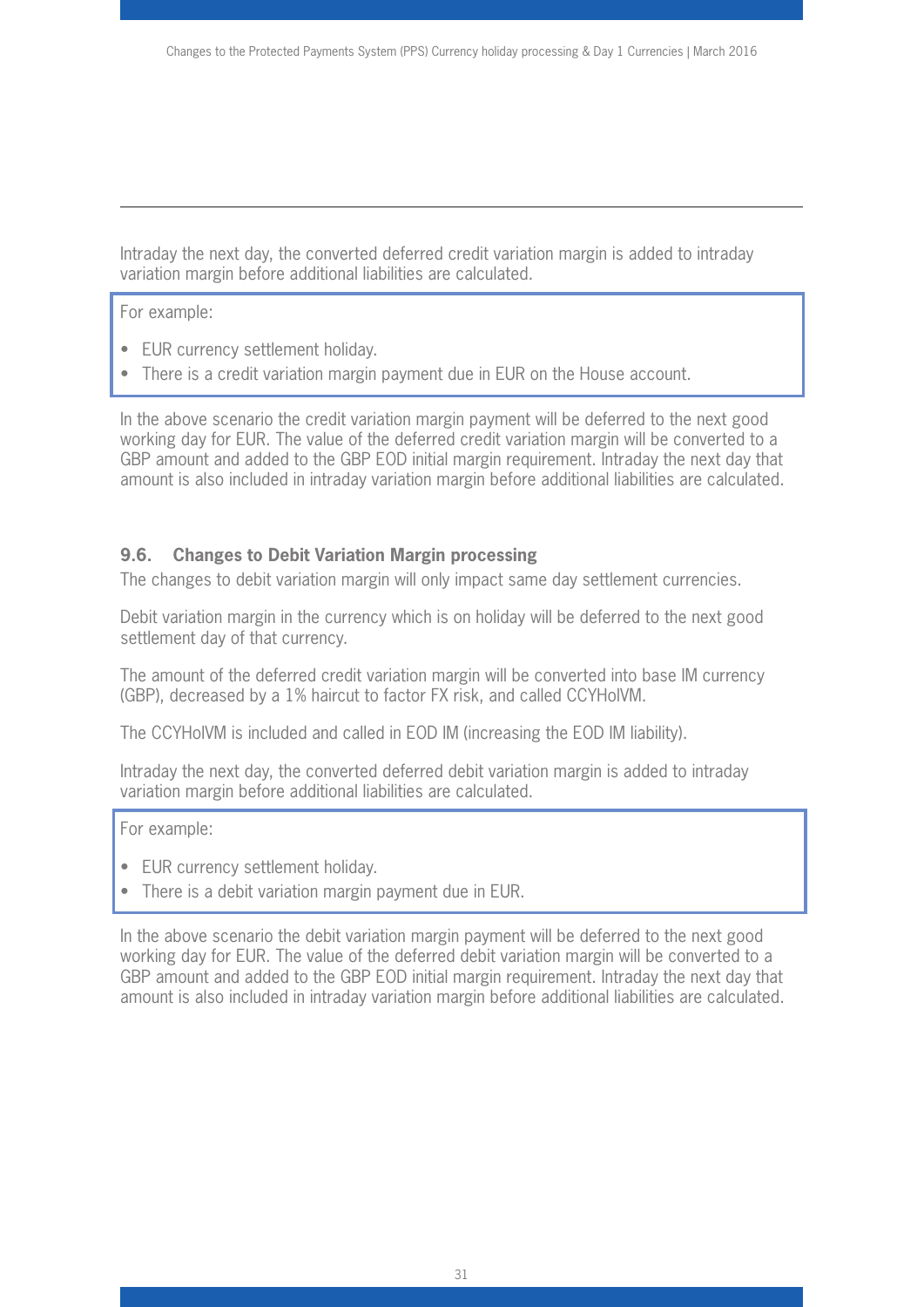Intraday the next day, the converted deferred credit variation margin is added to intraday variation margin before additional liabilities are calculated.

For example:

- EUR currency settlement holiday.
- There is a credit variation margin payment due in EUR on the House account.

In the above scenario the credit variation margin payment will be deferred to the next good working day for EUR. The value of the deferred credit variation margin will be converted to a GBP amount and added to the GBP EOD initial margin requirement. Intraday the next day that amount is also included in intraday variation margin before additional liabilities are calculated.

### 9.6. Changes to Debit Variation Margin processing

The changes to debit variation margin will only impact same day settlement currencies.

Debit variation margin in the currency which is on holiday will be deferred to the next good settlement day of that currency.

The amount of the deferred credit variation margin will be converted into base IM currency (GBP), decreased by a 1% haircut to factor FX risk, and called CCYHolVM.

The CCYHolVM is included and called in EOD IM (increasing the EOD IM liability).

Intraday the next day, the converted deferred debit variation margin is added to intraday variation margin before additional liabilities are calculated.

For example:

- EUR currency settlement holiday.
- There is a debit variation margin payment due in EUR.

In the above scenario the debit variation margin payment will be deferred to the next good working day for EUR. The value of the deferred debit variation margin will be converted to a GBP amount and added to the GBP EOD initial margin requirement. Intraday the next day that amount is also included in intraday variation margin before additional liabilities are calculated.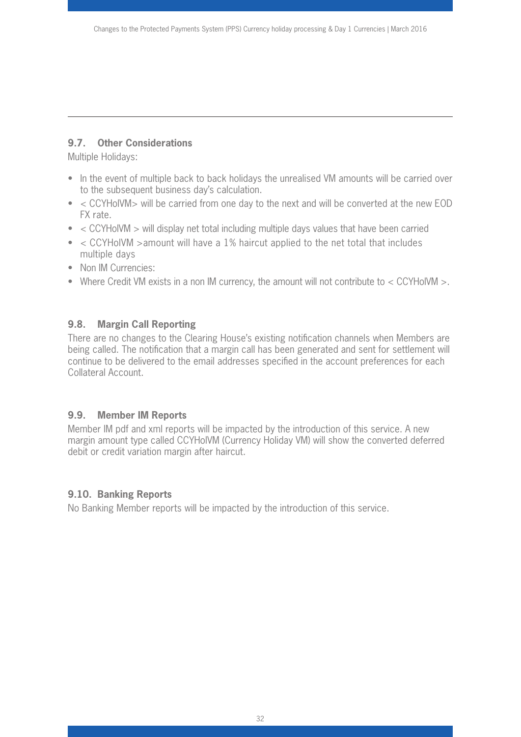### 9.7. Other Considerations

Multiple Holidays:

- In the event of multiple back to back holidays the unrealised VM amounts will be carried over to the subsequent business day's calculation.
- < CCYHolVM> will be carried from one day to the next and will be converted at the new EOD FX rate.
- < CCYHolVM > will display net total including multiple days values that have been carried
- < CCYHolVM >amount will have a 1% haircut applied to the net total that includes multiple days
- Non IM Currencies:
- Where Credit VM exists in a non IM currency, the amount will not contribute to < CCYHolVM >.

### 9.8. Margin Call Reporting

There are no changes to the Clearing House's existing notification channels when Members are being called. The notification that a margin call has been generated and sent for settlement will continue to be delivered to the email addresses specified in the account preferences for each Collateral Account.

### 9.9. Member IM Reports

Member IM pdf and xml reports will be impacted by the introduction of this service. A new margin amount type called CCYHolVM (Currency Holiday VM) will show the converted deferred debit or credit variation margin after haircut.

### 9.10. Banking Reports

No Banking Member reports will be impacted by the introduction of this service.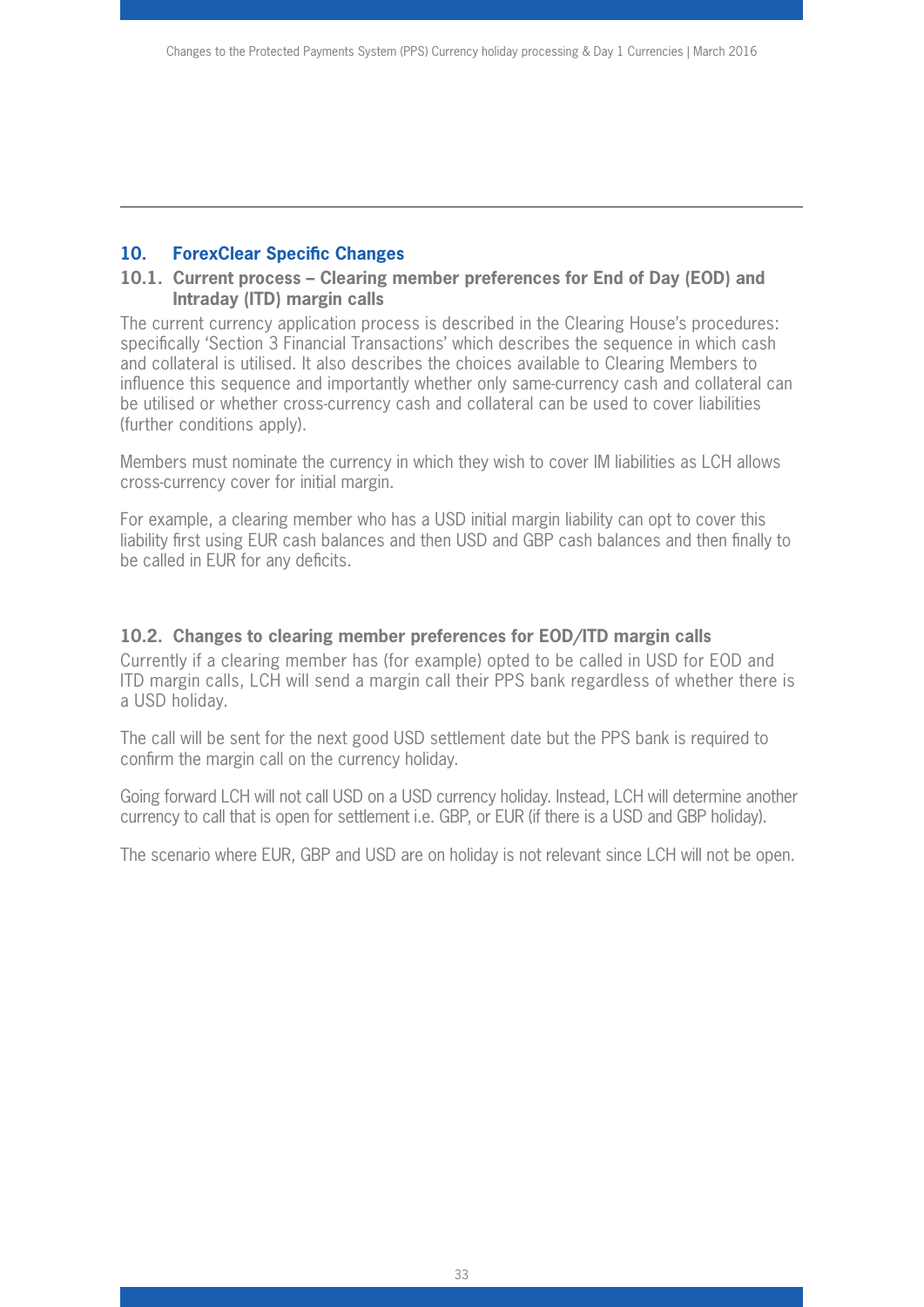## 10. ForexClear Specific Changes

### 10.1. Current process – Clearing member preferences for End of Day (EOD) and Intraday (ITD) margin calls

The current currency application process is described in the Clearing House's procedures: specifically 'Section 3 Financial Transactions' which describes the sequence in which cash and collateral is utilised. It also describes the choices available to Clearing Members to influence this sequence and importantly whether only same-currency cash and collateral can be utilised or whether cross-currency cash and collateral can be used to cover liabilities (further conditions apply).

Members must nominate the currency in which they wish to cover IM liabilities as LCH allows cross-currency cover for initial margin.

For example, a clearing member who has a USD initial margin liability can opt to cover this liability first using EUR cash balances and then USD and GBP cash balances and then finally to be called in EUR for any deficits.

### 10.2. Changes to clearing member preferences for EOD/ITD margin calls

Currently if a clearing member has (for example) opted to be called in USD for EOD and ITD margin calls, LCH will send a margin call their PPS bank regardless of whether there is a USD holiday.

The call will be sent for the next good USD settlement date but the PPS bank is required to confirm the margin call on the currency holiday.

Going forward LCH will not call USD on a USD currency holiday. Instead, LCH will determine another currency to call that is open for settlement i.e. GBP, or EUR (if there is a USD and GBP holiday).

The scenario where EUR, GBP and USD are on holiday is not relevant since LCH will not be open.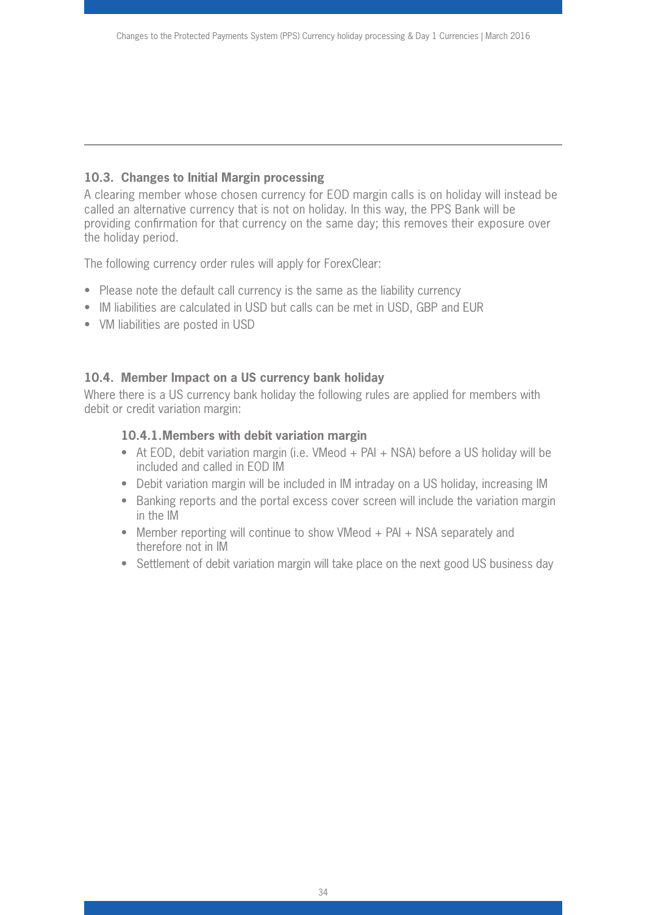### 10.3. Changes to Initial Margin processing

A clearing member whose chosen currency for EOD margin calls is on holiday will instead be called an alternative currency that is not on holiday. In this way, the PPS Bank will be providing confirmation for that currency on the same day; this removes their exposure over the holiday period.

The following currency order rules will apply for ForexClear:

- Please note the default call currency is the same as the liability currency
- IM liabilities are calculated in USD but calls can be met in USD, GBP and EUR
- VM liabilities are posted in USD

### 10.4. Member Impact on a US currency bank holiday

Where there is a US currency bank holiday the following rules are applied for members with debit or credit variation margin:

#### 10.4.1. Members with debit variation margin

- At EOD, debit variation margin (i.e. VMeod + PAI + NSA) before a US holiday will be included and called in EOD IM
- Debit variation margin will be included in IM intraday on a US holiday, increasing IM
- Banking reports and the portal excess cover screen will include the variation margin in the IM
- Member reporting will continue to show VMeod + PAI + NSA separately and therefore not in IM
- Settlement of debit variation margin will take place on the next good US business day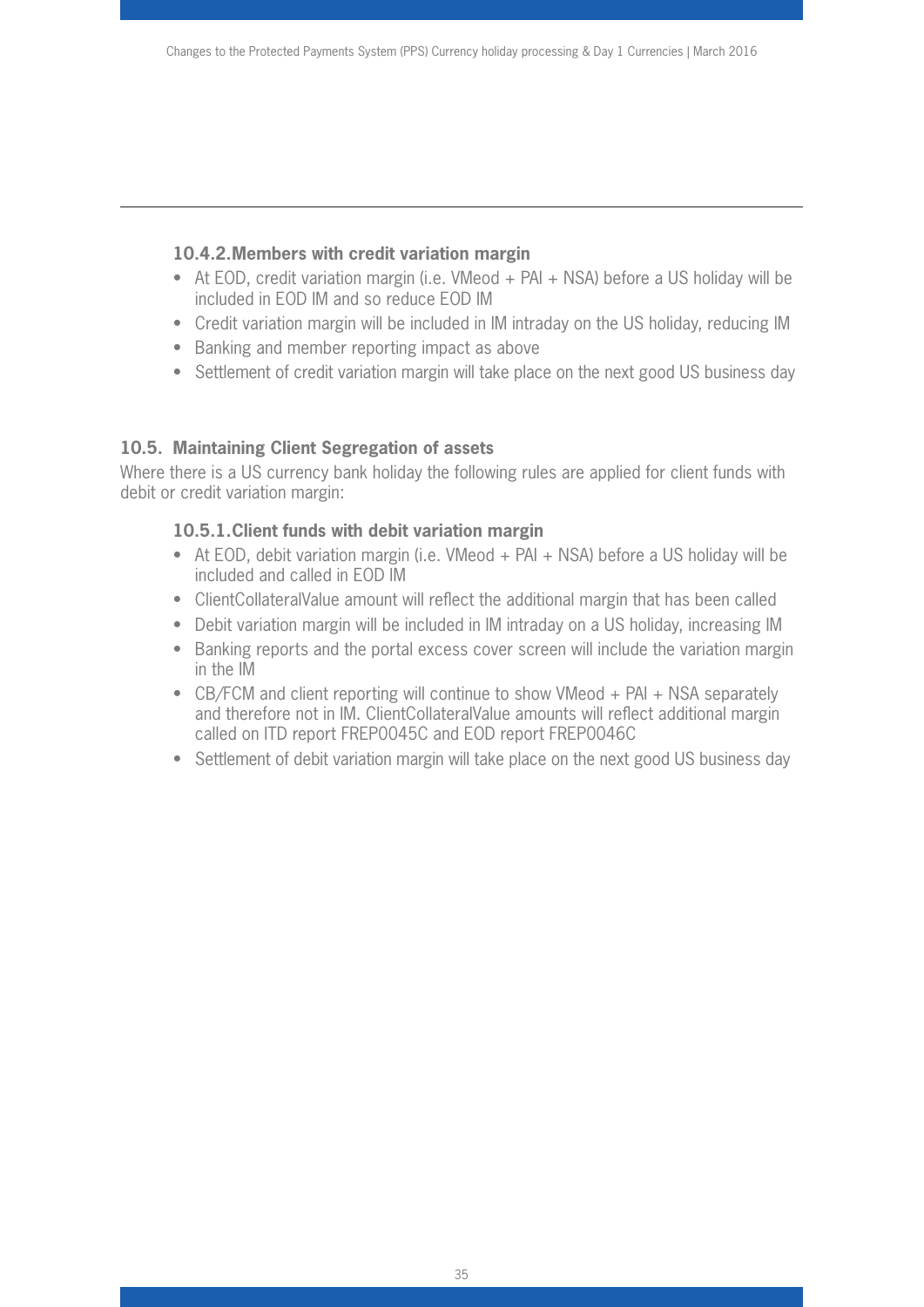#### 10.4.2. Members with credit variation margin

- At EOD, credit variation margin (i.e. VMeod + PAI + NSA) before a US holiday will be included in EOD IM and so reduce EOD IM
- Credit variation margin will be included in IM intraday on the US holiday, reducing IM
- Banking and member reporting impact as above
- Settlement of credit variation margin will take place on the next good US business day

### 10.5. Maintaining Client Segregation of assets

Where there is a US currency bank holiday the following rules are applied for client funds with debit or credit variation margin:

#### 10.5.1. Client funds with debit variation margin

- At EOD, debit variation margin (i.e. VMeod + PAI + NSA) before a US holiday will be included and called in EOD IM
- ClientCollateralValue amount will reflect the additional margin that has been called
- Debit variation margin will be included in IM intraday on a US holiday, increasing IM
- Banking reports and the portal excess cover screen will include the variation margin in the IM
- CB/FCM and client reporting will continue to show VMeod + PAI + NSA separately and therefore not in IM. ClientCollateralValue amounts will reflect additional margin called on ITD report FREP0045C and EOD report FREP0046C
- Settlement of debit variation margin will take place on the next good US business day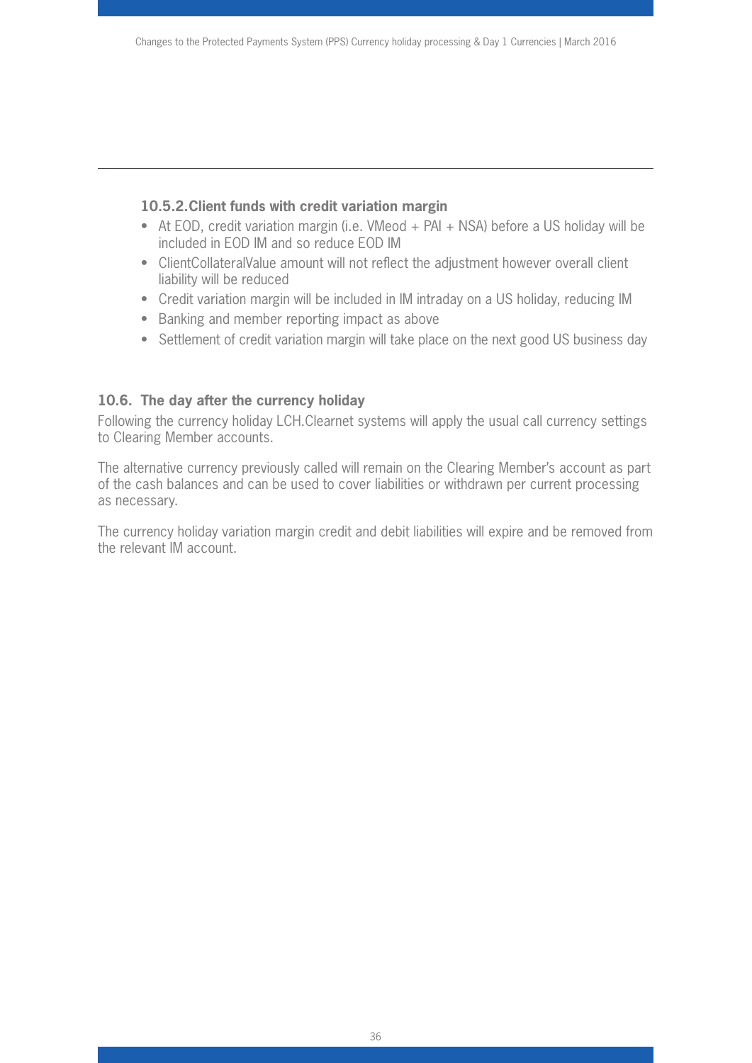#### 10.5.2. Client funds with credit variation margin

- At EOD, credit variation margin (i.e. VMeod + PAI + NSA) before a US holiday will be included in EOD IM and so reduce EOD IM
- ClientCollateralValue amount will not reflect the adjustment however overall client liability will be reduced
- Credit variation margin will be included in IM intraday on a US holiday, reducing IM
- Banking and member reporting impact as above
- Settlement of credit variation margin will take place on the next good US business day

### 10.6. The day after the currency holiday

Following the currency holiday LCH.Clearnet systems will apply the usual call currency settings to Clearing Member accounts.

The alternative currency previously called will remain on the Clearing Member's account as part of the cash balances and can be used to cover liabilities or withdrawn per current processing as necessary.

The currency holiday variation margin credit and debit liabilities will expire and be removed from the relevant IM account.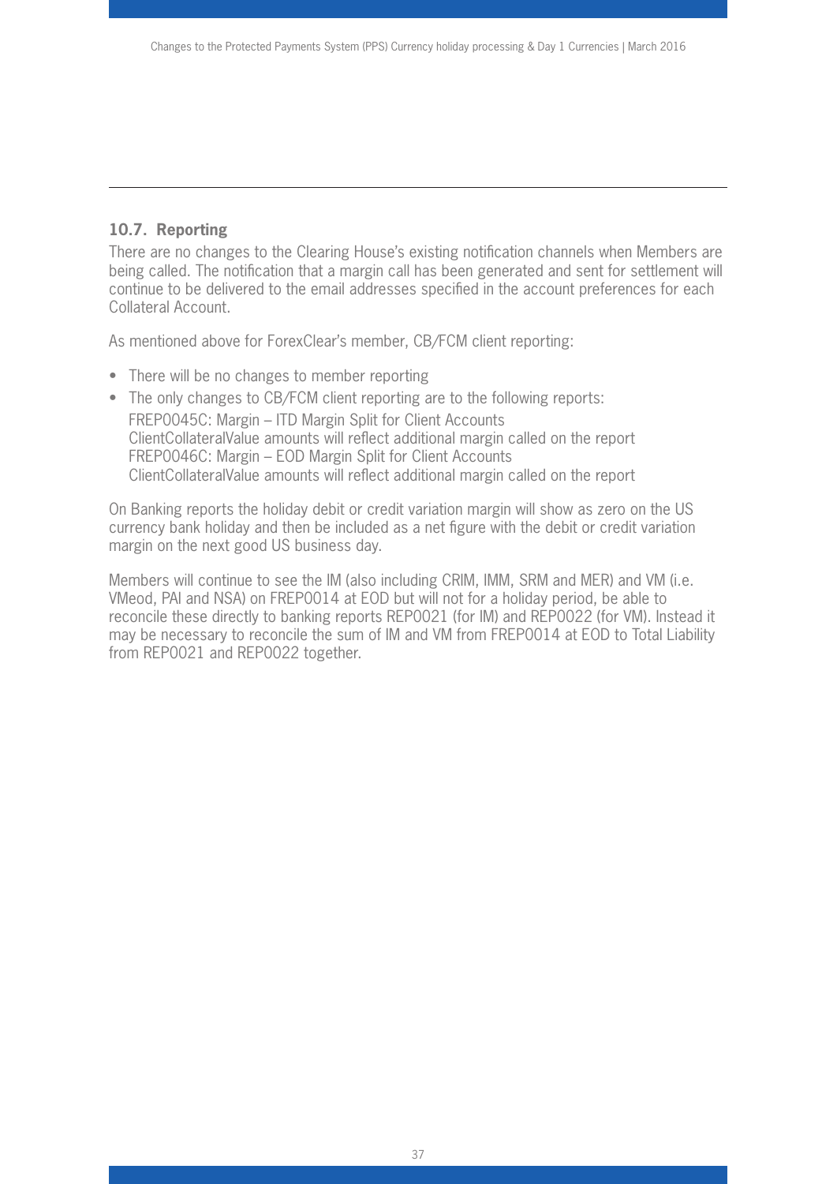### 10.7. Reporting

There are no changes to the Clearing House's existing notification channels when Members are being called. The notification that a margin call has been generated and sent for settlement will continue to be delivered to the email addresses specified in the account preferences for each Collateral Account.

As mentioned above for ForexClear's member, CB/FCM client reporting:

- There will be no changes to member reporting
- The only changes to CB/FCM client reporting are to the following reports:
  FREP0045C: Margin – ITD Margin Split for Client Accounts
  ClientCollateralValue amounts will reflect additional margin called on the report
  FREP0046C: Margin – EOD Margin Split for Client Accounts
  ClientCollateralValue amounts will reflect additional margin called on the report

On Banking reports the holiday debit or credit variation margin will show as zero on the US currency bank holiday and then be included as a net figure with the debit or credit variation margin on the next good US business day.

Members will continue to see the IM (also including CRIM, IMM, SRM and MER) and VM (i.e. VMeod, PAI and NSA) on FREP0014 at EOD but will not for a holiday period, be able to reconcile these directly to banking reports REP0021 (for IM) and REP0022 (for VM). Instead it may be necessary to reconcile the sum of IM and VM from FREP0014 at EOD to Total Liability from REP0021 and REP0022 together.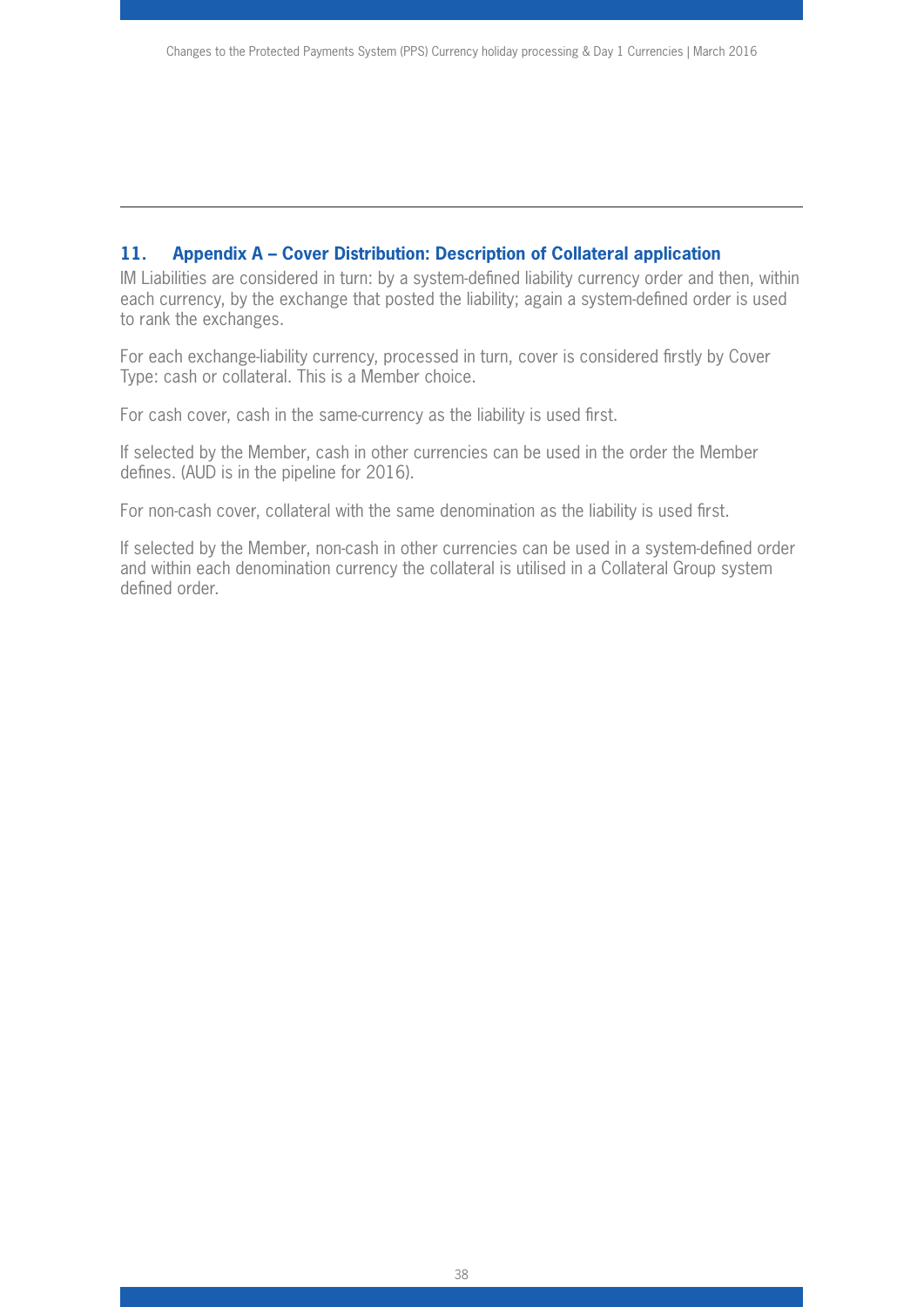## 11. Appendix A – Cover Distribution: Description of Collateral application

IM Liabilities are considered in turn: by a system-defined liability currency order and then, within each currency, by the exchange that posted the liability; again a system-defined order is used to rank the exchanges.

For each exchange-liability currency, processed in turn, cover is considered firstly by Cover Type: cash or collateral. This is a Member choice.

For cash cover, cash in the same-currency as the liability is used first.

If selected by the Member, cash in other currencies can be used in the order the Member defines. (AUD is in the pipeline for 2016).

For non-cash cover, collateral with the same denomination as the liability is used first.

If selected by the Member, non-cash in other currencies can be used in a system-defined order and within each denomination currency the collateral is utilised in a Collateral Group system defined order.